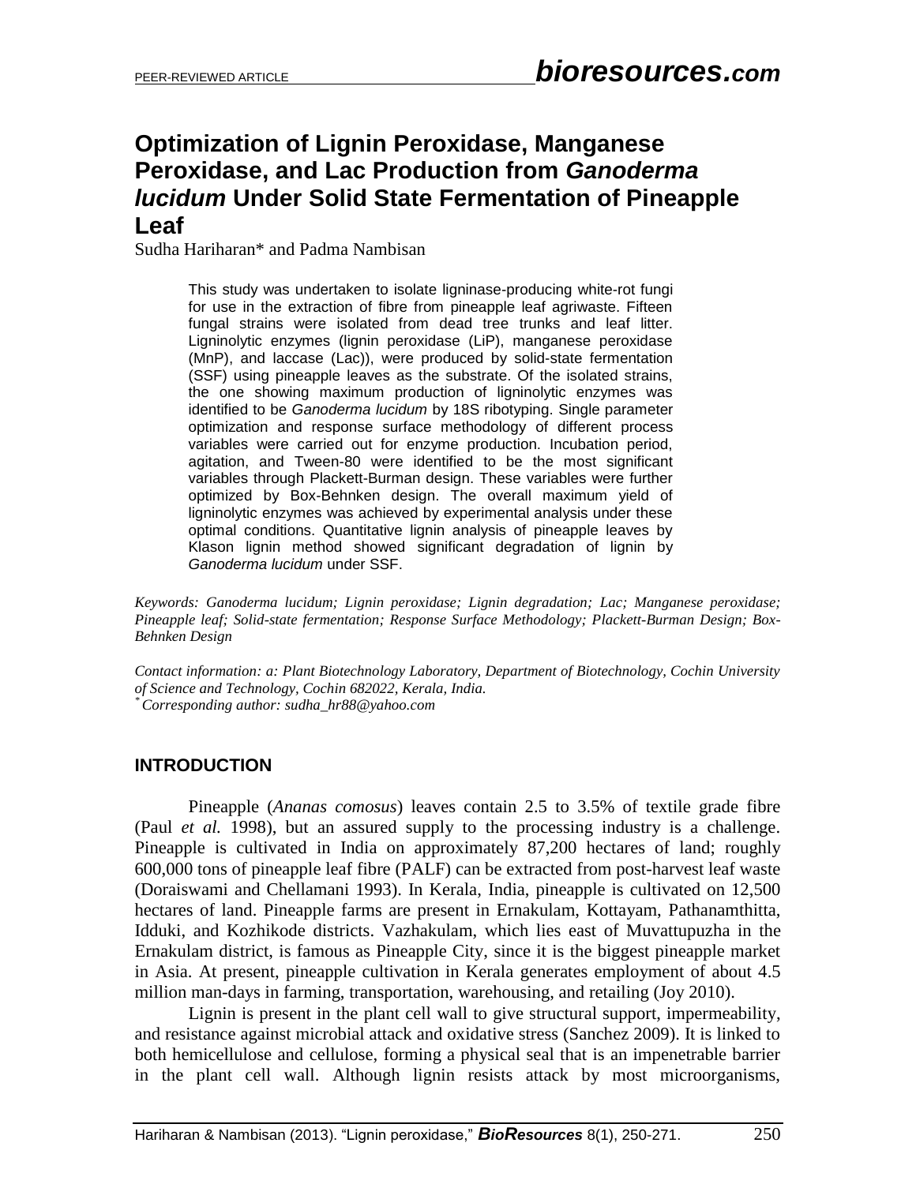# Optimization of Lignin Peroxidase, Manganese Peroxidase, and Lac Production from *Ganoderma lucidum* Under Solid State Fermentation of Pineapple Leaf

Sudha Hariharan* and Padma Nambisan

This study was undertaken to isolate ligninase-producing white-rot fungi for use in the extraction of fibre from pineapple leaf agriwaste. Fifteen fungal strains were isolated from dead tree trunks and leaf litter. Ligninolytic enzymes (lignin peroxidase (LiP), manganese peroxidase (MnP), and laccase (Lac)), were produced by solid-state fermentation (SSF) using pineapple leaves as the substrate. Of the isolated strains, the one showing maximum production of ligninolytic enzymes was identified to be *Ganoderma lucidum* by 18S ribotyping. Single parameter optimization and response surface methodology of different process variables were carried out for enzyme production. Incubation period, agitation, and Tween-80 were identified to be the most significant variables through Plackett-Burman design. These variables were further optimized by Box-Behnken design. The overall maximum yield of ligninolytic enzymes was achieved by experimental analysis under these optimal conditions. Quantitative lignin analysis of pineapple leaves by Klason lignin method showed significant degradation of lignin by *Ganoderma lucidum* under SSF.

*Keywords: Ganoderma lucidum; Lignin peroxidase; Lignin degradation; Lac; Manganese peroxidase; Pineapple leaf; Solid-state fermentation; Response Surface Methodology; Plackett-Burman Design; Box-Behnken Design*

*Contact information: a: Plant Biotechnology Laboratory, Department of Biotechnology, Cochin University of Science and Technology, Cochin 682022, Kerala, India.*
*\* Corresponding author: sudha_hr88@yahoo.com*

## INTRODUCTION

Pineapple (*Ananas comosus*) leaves contain 2.5 to 3.5% of textile grade fibre (Paul *et al.* 1998), but an assured supply to the processing industry is a challenge. Pineapple is cultivated in India on approximately 87,200 hectares of land; roughly 600,000 tons of pineapple leaf fibre (PALF) can be extracted from post-harvest leaf waste (Doraiswami and Chellamani 1993). In Kerala, India, pineapple is cultivated on 12,500 hectares of land. Pineapple farms are present in Ernakulam, Kottayam, Pathanamthitta, Idduki, and Kozhikode districts. Vazhakulam, which lies east of Muvattupuzha in the Ernakulam district, is famous as Pineapple City, since it is the biggest pineapple market in Asia. At present, pineapple cultivation in Kerala generates employment of about 4.5 million man-days in farming, transportation, warehousing, and retailing (Joy 2010).

Lignin is present in the plant cell wall to give structural support, impermeability, and resistance against microbial attack and oxidative stress (Sanchez 2009). It is linked to both hemicellulose and cellulose, forming a physical seal that is an impenetrable barrier in the plant cell wall. Although lignin resists attack by most microorganisms,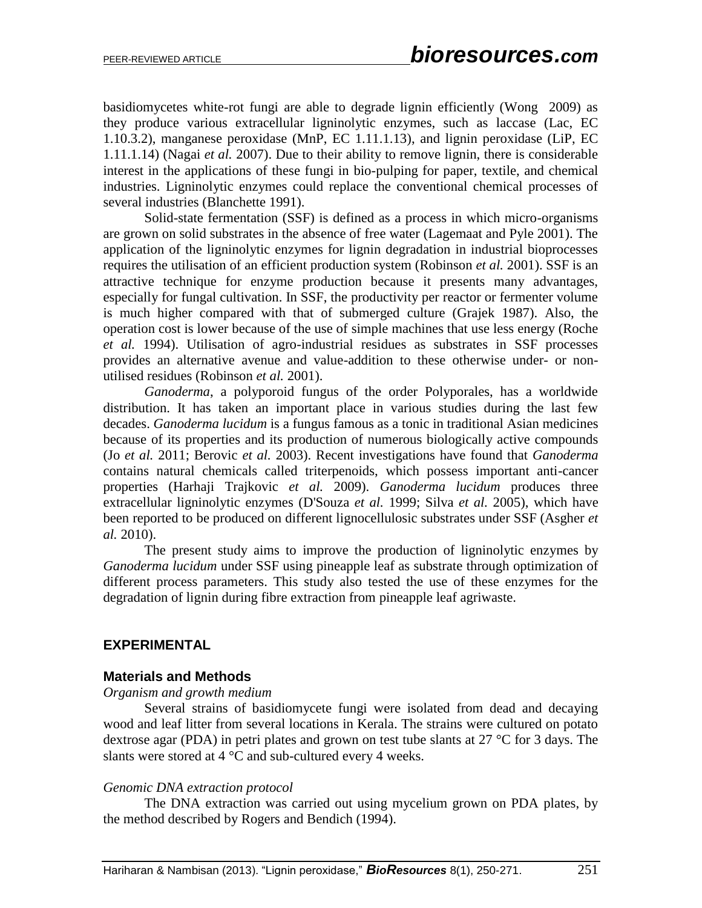basidiomycetes white-rot fungi are able to degrade lignin efficiently (Wong 2009) as they produce various extracellular ligninolytic enzymes, such as laccase (Lac, EC 1.10.3.2), manganese peroxidase (MnP, EC 1.11.1.13), and lignin peroxidase (LiP, EC 1.11.1.14) (Nagai *et al.* 2007). Due to their ability to remove lignin, there is considerable interest in the applications of these fungi in bio-pulping for paper, textile, and chemical industries. Ligninolytic enzymes could replace the conventional chemical processes of several industries (Blanchette 1991).

Solid-state fermentation (SSF) is defined as a process in which micro-organisms are grown on solid substrates in the absence of free water (Lagemaat and Pyle 2001). The application of the ligninolytic enzymes for lignin degradation in industrial bioprocesses requires the utilisation of an efficient production system (Robinson *et al.* 2001). SSF is an attractive technique for enzyme production because it presents many advantages, especially for fungal cultivation. In SSF, the productivity per reactor or fermenter volume is much higher compared with that of submerged culture (Grajek 1987). Also, the operation cost is lower because of the use of simple machines that use less energy (Roche *et al.* 1994). Utilisation of agro-industrial residues as substrates in SSF processes provides an alternative avenue and value-addition to these otherwise under- or non-utilised residues (Robinson *et al.* 2001).

*Ganoderma*, a polyporoid fungus of the order Polyporales, has a worldwide distribution. It has taken an important place in various studies during the last few decades. *Ganoderma lucidum* is a fungus famous as a tonic in traditional Asian medicines because of its properties and its production of numerous biologically active compounds (Jo *et al.* 2011; Berovic *et al.* 2003). Recent investigations have found that *Ganoderma* contains natural chemicals called triterpenoids, which possess important anti-cancer properties (Harhaji Trajkovic *et al.* 2009). *Ganoderma lucidum* produces three extracellular ligninolytic enzymes (D'Souza *et al.* 1999; Silva *et al.* 2005), which have been reported to be produced on different lignocellulosic substrates under SSF (Asgher *et al.* 2010).

The present study aims to improve the production of ligninolytic enzymes by *Ganoderma lucidum* under SSF using pineapple leaf as substrate through optimization of different process parameters. This study also tested the use of these enzymes for the degradation of lignin during fibre extraction from pineapple leaf agriwaste.

## EXPERIMENTAL

### Materials and Methods

*Organism and growth medium*

Several strains of basidiomycete fungi were isolated from dead and decaying wood and leaf litter from several locations in Kerala. The strains were cultured on potato dextrose agar (PDA) in petri plates and grown on test tube slants at 27 °C for 3 days. The slants were stored at 4 °C and sub-cultured every 4 weeks.

*Genomic DNA extraction protocol*

The DNA extraction was carried out using mycelium grown on PDA plates, by the method described by Rogers and Bendich (1994).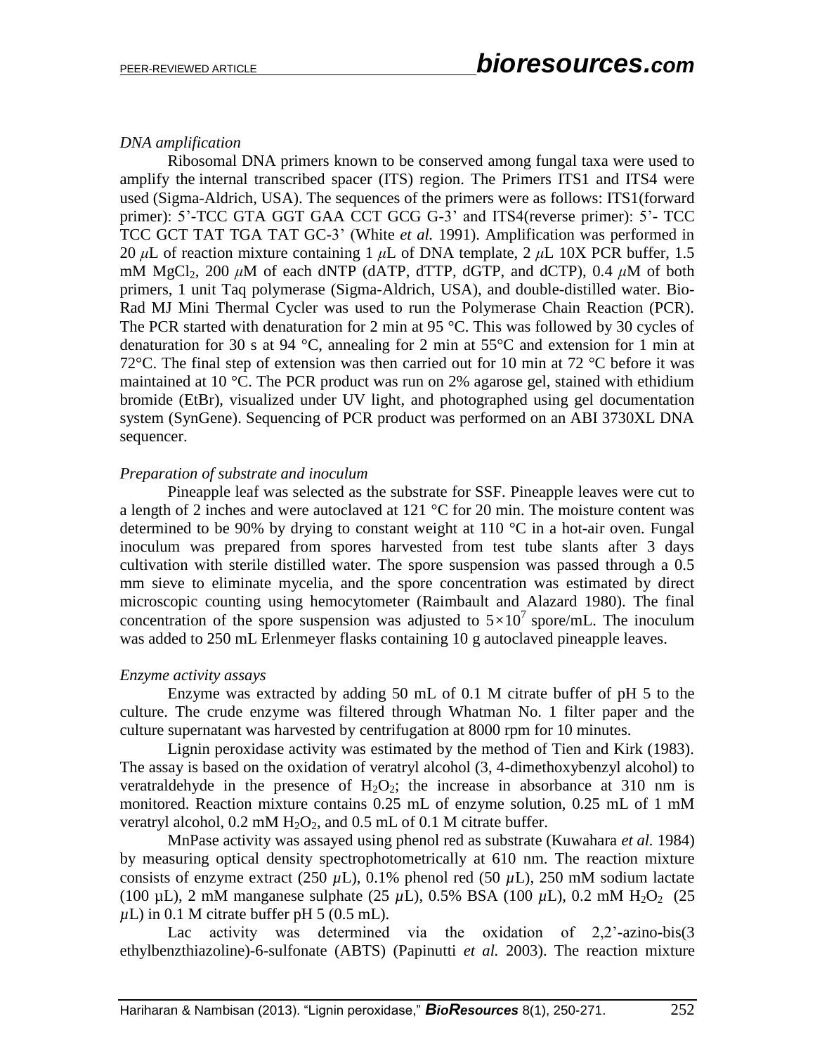*DNA amplification*

Ribosomal DNA primers known to be conserved among fungal taxa were used to amplify the internal transcribed spacer (ITS) region. The Primers ITS1 and ITS4 were used (Sigma-Aldrich, USA). The sequences of the primers were as follows: ITS1(forward primer): 5'-TCC GTA GGT GAA CCT GCG G-3' and ITS4(reverse primer): 5'- TCC TCC GCT TAT TGA TAT GC-3' (White *et al.* 1991). Amplification was performed in 20 $\mu$L of reaction mixture containing 1 $\mu$L of DNA template, 2 $\mu$L 10X PCR buffer, 1.5 mM $MgCl_2$, 200 $\mu$M of each dNTP (dATP, dTTP, dGTP, and dCTP), 0.4 $\mu$M of both primers, 1 unit Taq polymerase (Sigma-Aldrich, USA), and double-distilled water. Bio-Rad MJ Mini Thermal Cycler was used to run the Polymerase Chain Reaction (PCR). The PCR started with denaturation for 2 min at 95 °C. This was followed by 30 cycles of denaturation for 30 s at 94 °C, annealing for 2 min at 55°C and extension for 1 min at 72°C. The final step of extension was then carried out for 10 min at 72 °C before it was maintained at 10 °C. The PCR product was run on 2% agarose gel, stained with ethidium bromide (EtBr), visualized under UV light, and photographed using gel documentation system (SynGene). Sequencing of PCR product was performed on an ABI 3730XL DNA sequencer.

*Preparation of substrate and inoculum*

Pineapple leaf was selected as the substrate for SSF. Pineapple leaves were cut to a length of 2 inches and were autoclaved at 121 °C for 20 min. The moisture content was determined to be 90% by drying to constant weight at 110 °C in a hot-air oven. Fungal inoculum was prepared from spores harvested from test tube slants after 3 days cultivation with sterile distilled water. The spore suspension was passed through a 0.5 mm sieve to eliminate mycelia, and the spore concentration was estimated by direct microscopic counting using hemocytometer (Raimbault and Alazard 1980). The final concentration of the spore suspension was adjusted to $5\times10^7$ spore/mL. The inoculum was added to 250 mL Erlenmeyer flasks containing 10 g autoclaved pineapple leaves.

*Enzyme activity assays*

Enzyme was extracted by adding 50 mL of 0.1 M citrate buffer of pH 5 to the culture. The crude enzyme was filtered through Whatman No. 1 filter paper and the culture supernatant was harvested by centrifugation at 8000 rpm for 10 minutes.

Lignin peroxidase activity was estimated by the method of Tien and Kirk (1983). The assay is based on the oxidation of veratryl alcohol (3, 4-dimethoxybenzyl alcohol) to veratraldehyde in the presence of $H_2O_2$; the increase in absorbance at 310 nm is monitored. Reaction mixture contains 0.25 mL of enzyme solution, 0.25 mL of 1 mM veratryl alcohol, 0.2 mM $H_2O_2$, and 0.5 mL of 0.1 M citrate buffer.

MnPase activity was assayed using phenol red as substrate (Kuwahara *et al.* 1984) by measuring optical density spectrophotometrically at 610 nm. The reaction mixture consists of enzyme extract (250 $\mu$L), 0.1% phenol red (50 $\mu$L), 250 mM sodium lactate (100 µL), 2 mM manganese sulphate (25 $\mu$L), 0.5% BSA (100 $\mu$L), 0.2 mM $H_2O_2$ (25 $\mu$L) in 0.1 M citrate buffer pH 5 (0.5 mL).

Lac activity was determined via the oxidation of 2,2'-azino-bis(3 ethylbenzthiazoline)-6-sulfonate (ABTS) (Papinutti *et al.* 2003). The reaction mixture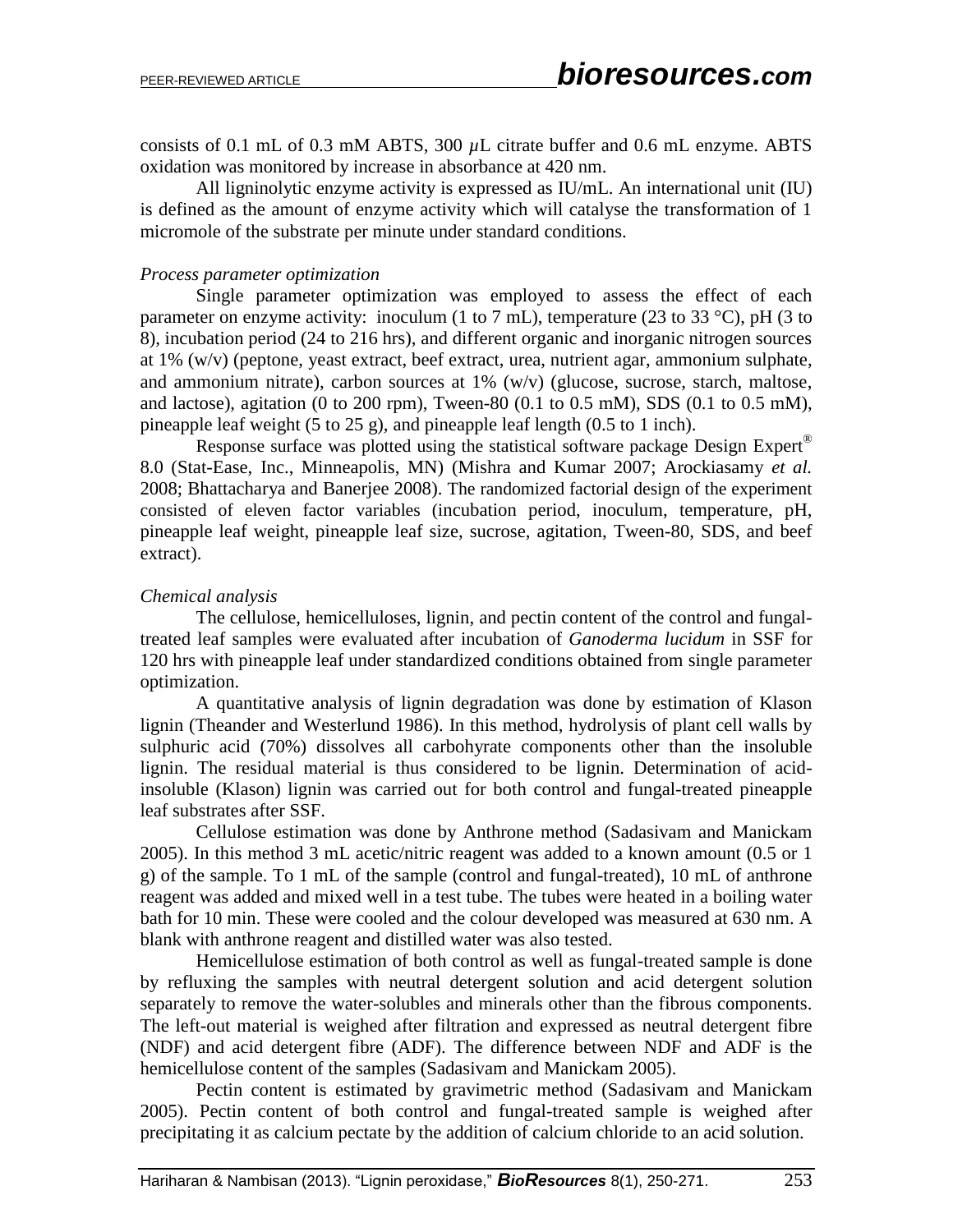consists of 0.1 mL of 0.3 mM ABTS, 300 $\mu$L citrate buffer and 0.6 mL enzyme. ABTS oxidation was monitored by increase in absorbance at 420 nm.

All ligninolytic enzyme activity is expressed as IU/mL. An international unit (IU) is defined as the amount of enzyme activity which will catalyse the transformation of 1 micromole of the substrate per minute under standard conditions.

*Process parameter optimization*

Single parameter optimization was employed to assess the effect of each parameter on enzyme activity: inoculum (1 to 7 mL), temperature (23 to 33 °C), pH (3 to 8), incubation period (24 to 216 hrs), and different organic and inorganic nitrogen sources at 1% (w/v) (peptone, yeast extract, beef extract, urea, nutrient agar, ammonium sulphate, and ammonium nitrate), carbon sources at 1% (w/v) (glucose, sucrose, starch, maltose, and lactose), agitation (0 to 200 rpm), Tween-80 (0.1 to 0.5 mM), SDS (0.1 to 0.5 mM), pineapple leaf weight (5 to 25 g), and pineapple leaf length (0.5 to 1 inch).

Response surface was plotted using the statistical software package Design Expert® 8.0 (Stat-Ease, Inc., Minneapolis, MN) (Mishra and Kumar 2007; Arockiasamy *et al.* 2008; Bhattacharya and Banerjee 2008). The randomized factorial design of the experiment consisted of eleven factor variables (incubation period, inoculum, temperature, pH, pineapple leaf weight, pineapple leaf size, sucrose, agitation, Tween-80, SDS, and beef extract).

*Chemical analysis*

The cellulose, hemicelluloses, lignin, and pectin content of the control and fungal-treated leaf samples were evaluated after incubation of *Ganoderma lucidum* in SSF for 120 hrs with pineapple leaf under standardized conditions obtained from single parameter optimization.

A quantitative analysis of lignin degradation was done by estimation of Klason lignin (Theander and Westerlund 1986). In this method, hydrolysis of plant cell walls by sulphuric acid (70%) dissolves all carbohyrate components other than the insoluble lignin. The residual material is thus considered to be lignin. Determination of acid-insoluble (Klason) lignin was carried out for both control and fungal-treated pineapple leaf substrates after SSF.

Cellulose estimation was done by Anthrone method (Sadasivam and Manickam 2005). In this method 3 mL acetic/nitric reagent was added to a known amount (0.5 or 1 g) of the sample. To 1 mL of the sample (control and fungal-treated), 10 mL of anthrone reagent was added and mixed well in a test tube. The tubes were heated in a boiling water bath for 10 min. These were cooled and the colour developed was measured at 630 nm. A blank with anthrone reagent and distilled water was also tested.

Hemicellulose estimation of both control as well as fungal-treated sample is done by refluxing the samples with neutral detergent solution and acid detergent solution separately to remove the water-solubles and minerals other than the fibrous components. The left-out material is weighed after filtration and expressed as neutral detergent fibre (NDF) and acid detergent fibre (ADF). The difference between NDF and ADF is the hemicellulose content of the samples (Sadasivam and Manickam 2005).

Pectin content is estimated by gravimetric method (Sadasivam and Manickam 2005). Pectin content of both control and fungal-treated sample is weighed after precipitating it as calcium pectate by the addition of calcium chloride to an acid solution.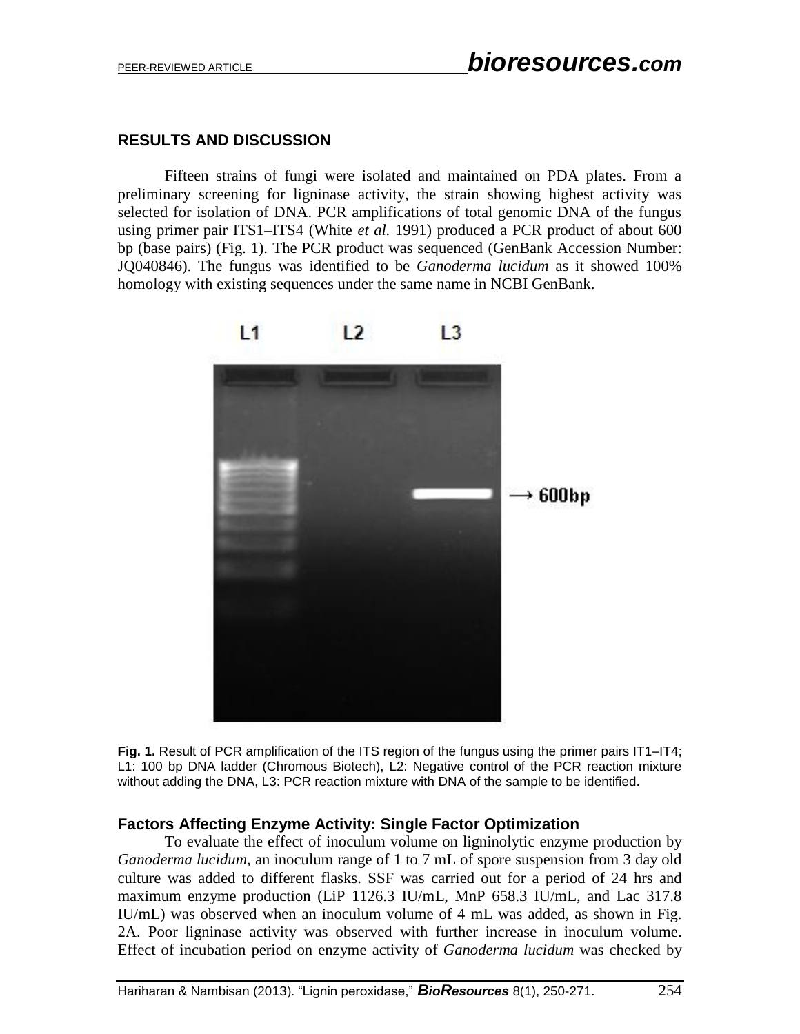## RESULTS AND DISCUSSION

Fifteen strains of fungi were isolated and maintained on PDA plates. From a preliminary screening for ligninase activity, the strain showing highest activity was selected for isolation of DNA. PCR amplifications of total genomic DNA of the fungus using primer pair ITS1–ITS4 (White *et al.* 1991) produced a PCR product of about 600 bp (base pairs) (Fig. 1). The PCR product was sequenced (GenBank Accession Number: JQ040846). The fungus was identified to be *Ganoderma lucidum* as it showed 100% homology with existing sequences under the same name in NCBI GenBank.

**Fig. 1.** Result of PCR amplification of the ITS region of the fungus using the primer pairs IT1–IT4; L1: 100 bp DNA ladder (Chromous Biotech), L2: Negative control of the PCR reaction mixture without adding the DNA, L3: PCR reaction mixture with DNA of the sample to be identified.

### Factors Affecting Enzyme Activity: Single Factor Optimization

To evaluate the effect of inoculum volume on ligninolytic enzyme production by *Ganoderma lucidum*, an inoculum range of 1 to 7 mL of spore suspension from 3 day old culture was added to different flasks. SSF was carried out for a period of 24 hrs and maximum enzyme production (LiP 1126.3 IU/mL, MnP 658.3 IU/mL, and Lac 317.8 IU/mL) was observed when an inoculum volume of 4 mL was added, as shown in Fig. 2A. Poor ligninase activity was observed with further increase in inoculum volume. Effect of incubation period on enzyme activity of *Ganoderma lucidum* was checked by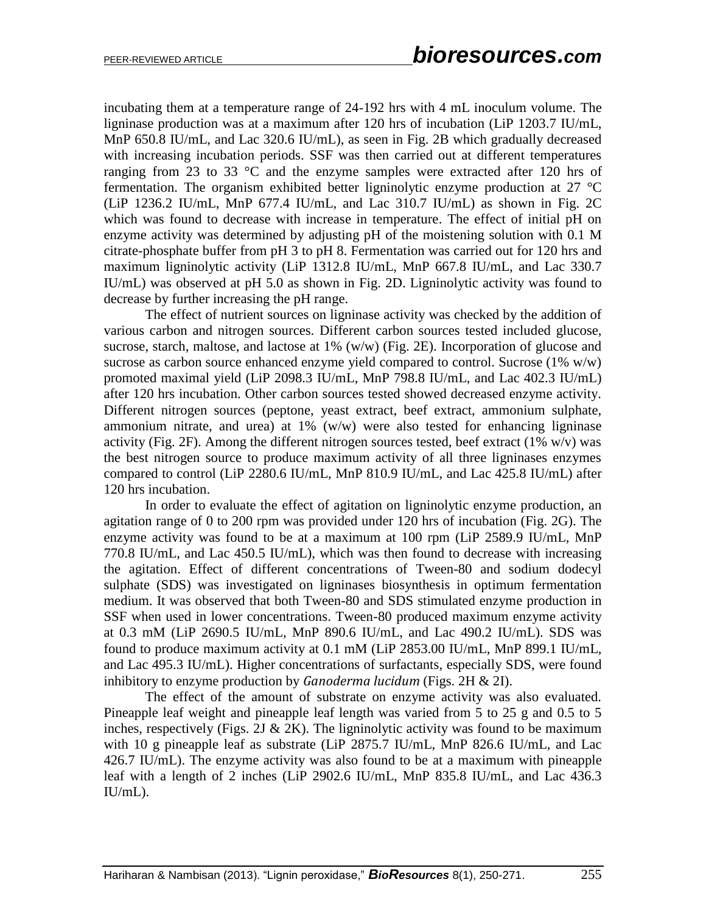incubating them at a temperature range of 24-192 hrs with 4 mL inoculum volume. The ligninase production was at a maximum after 120 hrs of incubation (LiP 1203.7 IU/mL, MnP 650.8 IU/mL, and Lac 320.6 IU/mL), as seen in Fig. 2B which gradually decreased with increasing incubation periods. SSF was then carried out at different temperatures ranging from 23 to 33 °C and the enzyme samples were extracted after 120 hrs of fermentation. The organism exhibited better ligninolytic enzyme production at 27 °C (LiP 1236.2 IU/mL, MnP 677.4 IU/mL, and Lac 310.7 IU/mL) as shown in Fig. 2C which was found to decrease with increase in temperature. The effect of initial pH on enzyme activity was determined by adjusting pH of the moistening solution with 0.1 M citrate-phosphate buffer from pH 3 to pH 8. Fermentation was carried out for 120 hrs and maximum ligninolytic activity (LiP 1312.8 IU/mL, MnP 667.8 IU/mL, and Lac 330.7 IU/mL) was observed at pH 5.0 as shown in Fig. 2D. Ligninolytic activity was found to decrease by further increasing the pH range.

The effect of nutrient sources on ligninase activity was checked by the addition of various carbon and nitrogen sources. Different carbon sources tested included glucose, sucrose, starch, maltose, and lactose at 1% (w/w) (Fig. 2E). Incorporation of glucose and sucrose as carbon source enhanced enzyme yield compared to control. Sucrose (1% w/w) promoted maximal yield (LiP 2098.3 IU/mL, MnP 798.8 IU/mL, and Lac 402.3 IU/mL) after 120 hrs incubation. Other carbon sources tested showed decreased enzyme activity. Different nitrogen sources (peptone, yeast extract, beef extract, ammonium sulphate, ammonium nitrate, and urea) at 1% (w/w) were also tested for enhancing ligninase activity (Fig. 2F). Among the different nitrogen sources tested, beef extract (1% w/v) was the best nitrogen source to produce maximum activity of all three ligninases enzymes compared to control (LiP 2280.6 IU/mL, MnP 810.9 IU/mL, and Lac 425.8 IU/mL) after 120 hrs incubation.

In order to evaluate the effect of agitation on ligninolytic enzyme production, an agitation range of 0 to 200 rpm was provided under 120 hrs of incubation (Fig. 2G). The enzyme activity was found to be at a maximum at 100 rpm (LiP 2589.9 IU/mL, MnP 770.8 IU/mL, and Lac 450.5 IU/mL), which was then found to decrease with increasing the agitation. Effect of different concentrations of Tween-80 and sodium dodecyl sulphate (SDS) was investigated on ligninases biosynthesis in optimum fermentation medium. It was observed that both Tween-80 and SDS stimulated enzyme production in SSF when used in lower concentrations. Tween-80 produced maximum enzyme activity at 0.3 mM (LiP 2690.5 IU/mL, MnP 890.6 IU/mL, and Lac 490.2 IU/mL). SDS was found to produce maximum activity at 0.1 mM (LiP 2853.00 IU/mL, MnP 899.1 IU/mL, and Lac 495.3 IU/mL). Higher concentrations of surfactants, especially SDS, were found inhibitory to enzyme production by *Ganoderma lucidum* (Figs. 2H & 2I).

The effect of the amount of substrate on enzyme activity was also evaluated. Pineapple leaf weight and pineapple leaf length was varied from 5 to 25 g and 0.5 to 5 inches, respectively (Figs. 2J & 2K). The ligninolytic activity was found to be maximum with 10 g pineapple leaf as substrate (LiP 2875.7 IU/mL, MnP 826.6 IU/mL, and Lac 426.7 IU/mL). The enzyme activity was also found to be at a maximum with pineapple leaf with a length of 2 inches (LiP 2902.6 IU/mL, MnP 835.8 IU/mL, and Lac 436.3 IU/mL).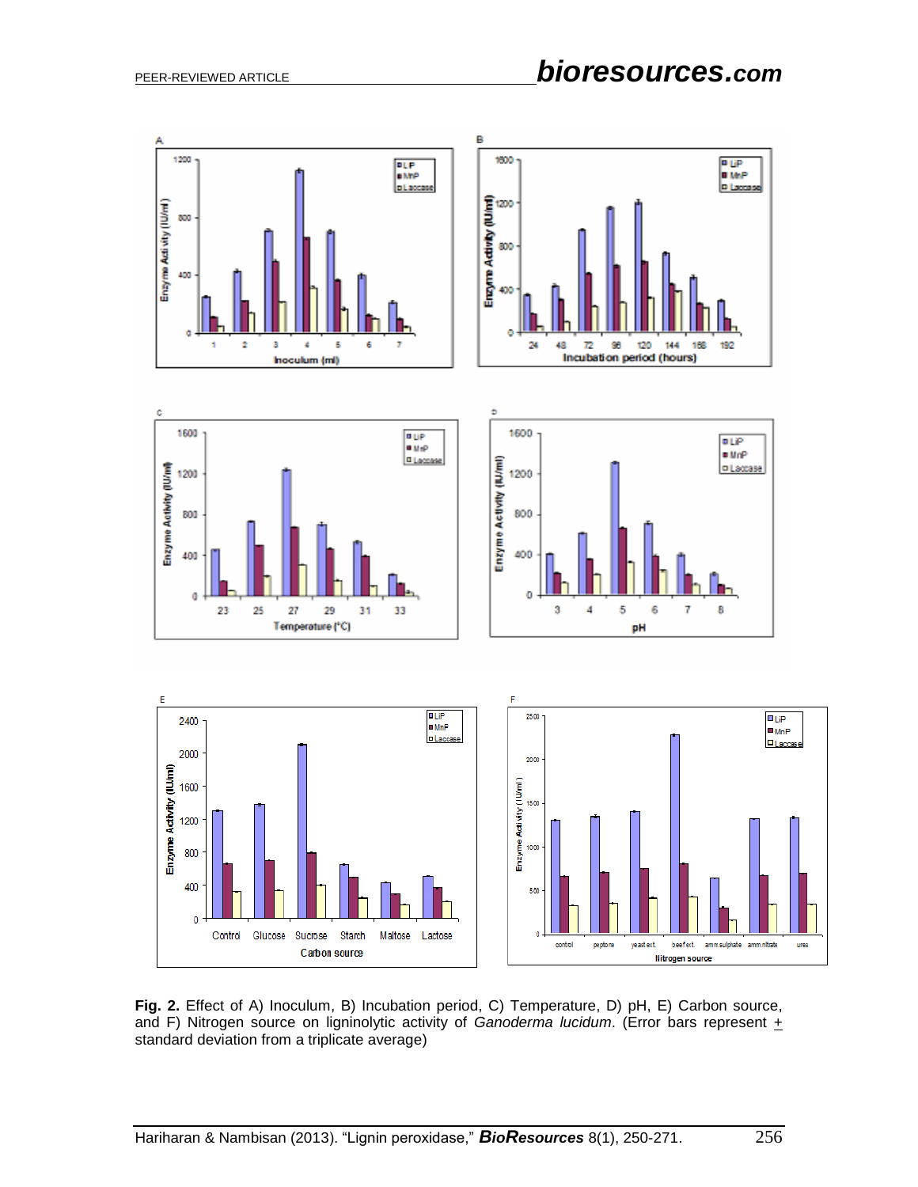**Fig. 2.** Effect of A) Inoculum, B) Incubation period, C) Temperature, D) pH, E) Carbon source, and F) Nitrogen source on ligninolytic activity of *Ganoderma lucidum*. (Error bars represent ± standard deviation from a triplicate average)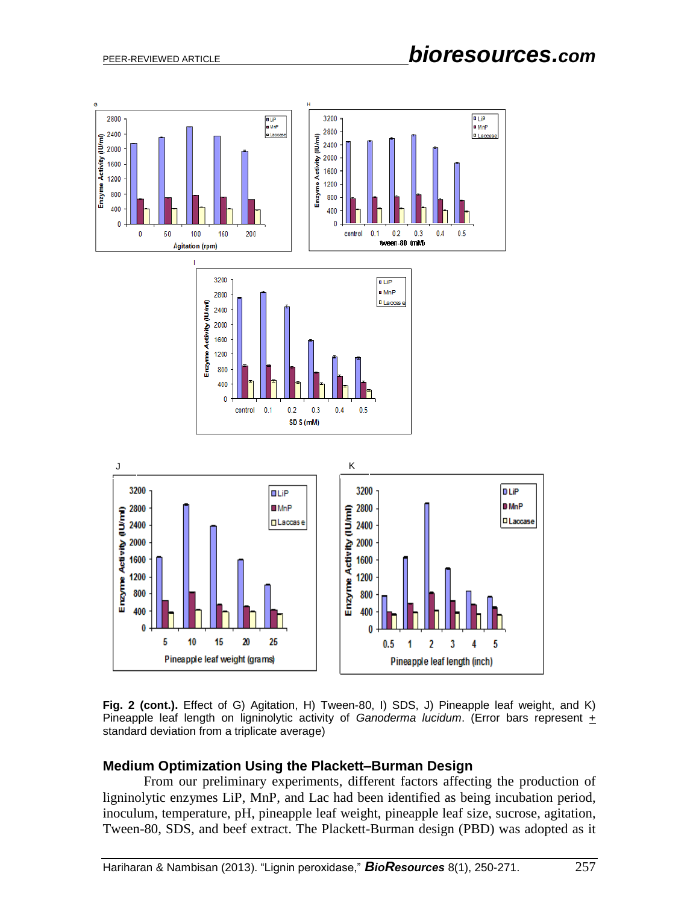**Fig. 2 (cont.).** Effect of G) Agitation, H) Tween-80, I) SDS, J) Pineapple leaf weight, and K) Pineapple leaf length on ligninolytic activity of *Ganoderma lucidum*. (Error bars represent ± standard deviation from a triplicate average)

## Medium Optimization Using the Plackett–Burman Design

From our preliminary experiments, different factors affecting the production of ligninolytic enzymes LiP, MnP, and Lac had been identified as being incubation period, inoculum, temperature, pH, pineapple leaf weight, pineapple leaf size, sucrose, agitation, Tween-80, SDS, and beef extract. The Plackett-Burman design (PBD) was adopted as it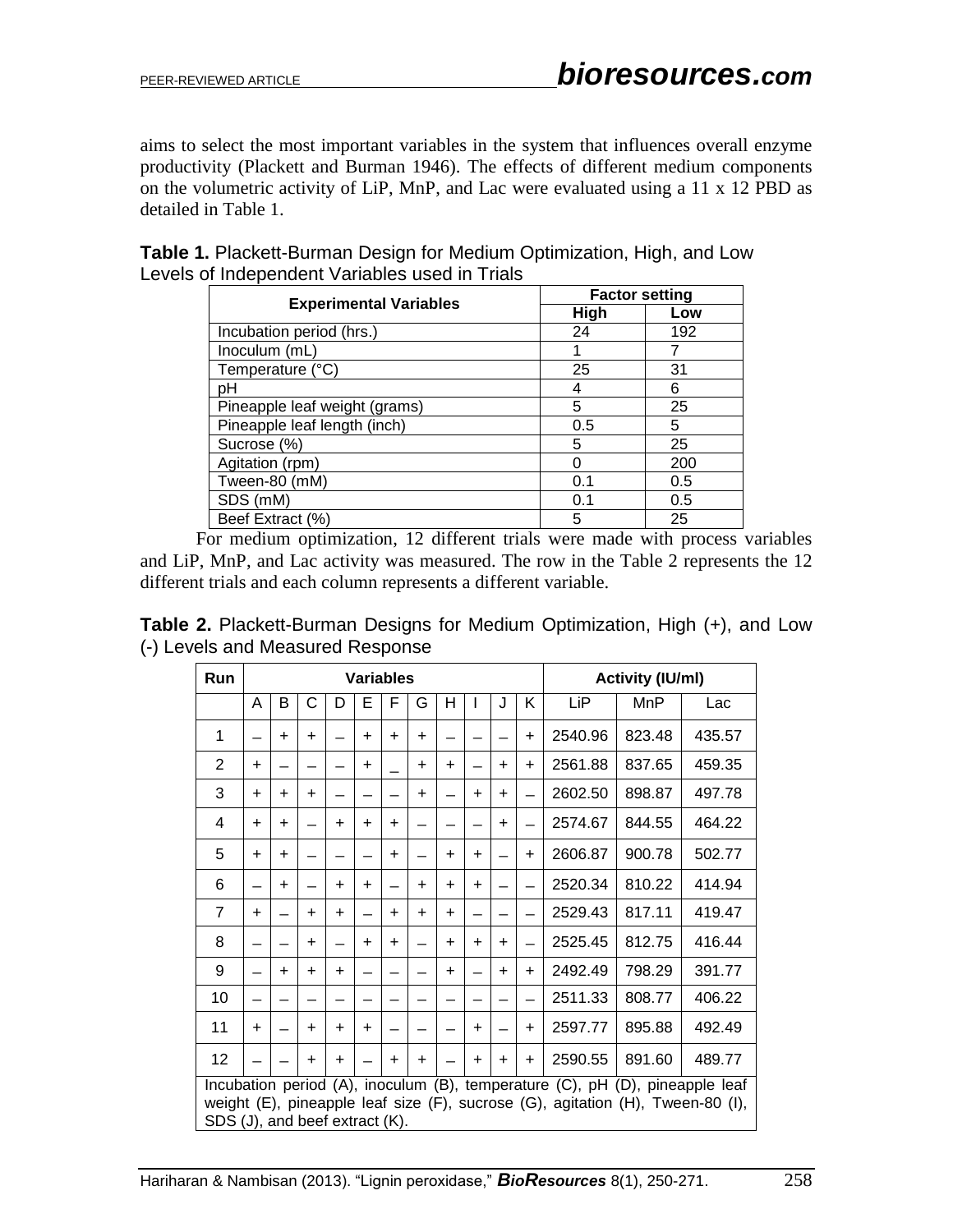aims to select the most important variables in the system that influences overall enzyme productivity (Plackett and Burman 1946). The effects of different medium components on the volumetric activity of LiP, MnP, and Lac were evaluated using a 11 x 12 PBD as detailed in Table 1.

**Table 1.** Plackett-Burman Design for Medium Optimization, High, and Low Levels of Independent Variables used in Trials

| Experimental Variables | Factor setting | |
|---|---|---|
| | High | Low |
| Incubation period (hrs.) | 24 | 192 |
| Inoculum (mL) | 1 | 7 |
| Temperature (°C) | 25 | 31 |
| pH | 4 | 6 |
| Pineapple leaf weight (grams) | 5 | 25 |
| Pineapple leaf length (inch) | 0.5 | 5 |
| Sucrose (%) | 5 | 25 |
| Agitation (rpm) | 0 | 200 |
| Tween-80 (mM) | 0.1 | 0.5 |
| SDS (mM) | 0.1 | 0.5 |
| Beef Extract (%) | 5 | 25 |

For medium optimization, 12 different trials were made with process variables and LiP, MnP, and Lac activity was measured. The row in the Table 2 represents the 12 different trials and each column represents a different variable.

**Table 2.** Plackett-Burman Designs for Medium Optimization, High (+), and Low (-) Levels and Measured Response

| Run | Variables | | | | | | | | | | | Activity (IU/ml) | | |
|---|---|---|---|---|---|---|---|---|---|---|---|---|---|---|
| | A | B | C | D | E | F | G | H | I | J | K | LiP | MnP | Lac |
| 1 | – | + | + | – | + | + | + | – | – | – | + | 2540.96 | 823.48 | 435.57 |
| 2 | + | – | – | – | + | – | + | + | – | + | + | 2561.88 | 837.65 | 459.35 |
| 3 | + | + | + | – | – | – | + | – | + | + | – | 2602.50 | 898.87 | 497.78 |
| 4 | + | + | – | + | + | + | – | – | – | + | – | 2574.67 | 844.55 | 464.22 |
| 5 | + | + | – | – | – | + | – | + | + | – | + | 2606.87 | 900.78 | 502.77 |
| 6 | – | + | – | + | + | – | + | + | + | – | – | 2520.34 | 810.22 | 414.94 |
| 7 | + | – | + | + | – | + | + | + | – | – | – | 2529.43 | 817.11 | 419.47 |
| 8 | – | – | + | – | + | + | – | + | + | + | – | 2525.45 | 812.75 | 416.44 |
| 9 | – | + | + | + | – | – | – | + | – | + | + | 2492.49 | 798.29 | 391.77 |
| 10 | – | – | – | – | – | – | – | – | – | – | – | 2511.33 | 808.77 | 406.22 |
| 11 | + | – | + | + | + | – | – | – | + | – | + | 2597.77 | 895.88 | 492.49 |
| 12 | – | – | + | + | – | + | + | – | + | + | + | 2590.55 | 891.60 | 489.77 |

Incubation period (A), inoculum (B), temperature (C), pH (D), pineapple leaf weight (E), pineapple leaf size (F), sucrose (G), agitation (H), Tween-80 (I), SDS (J), and beef extract (K).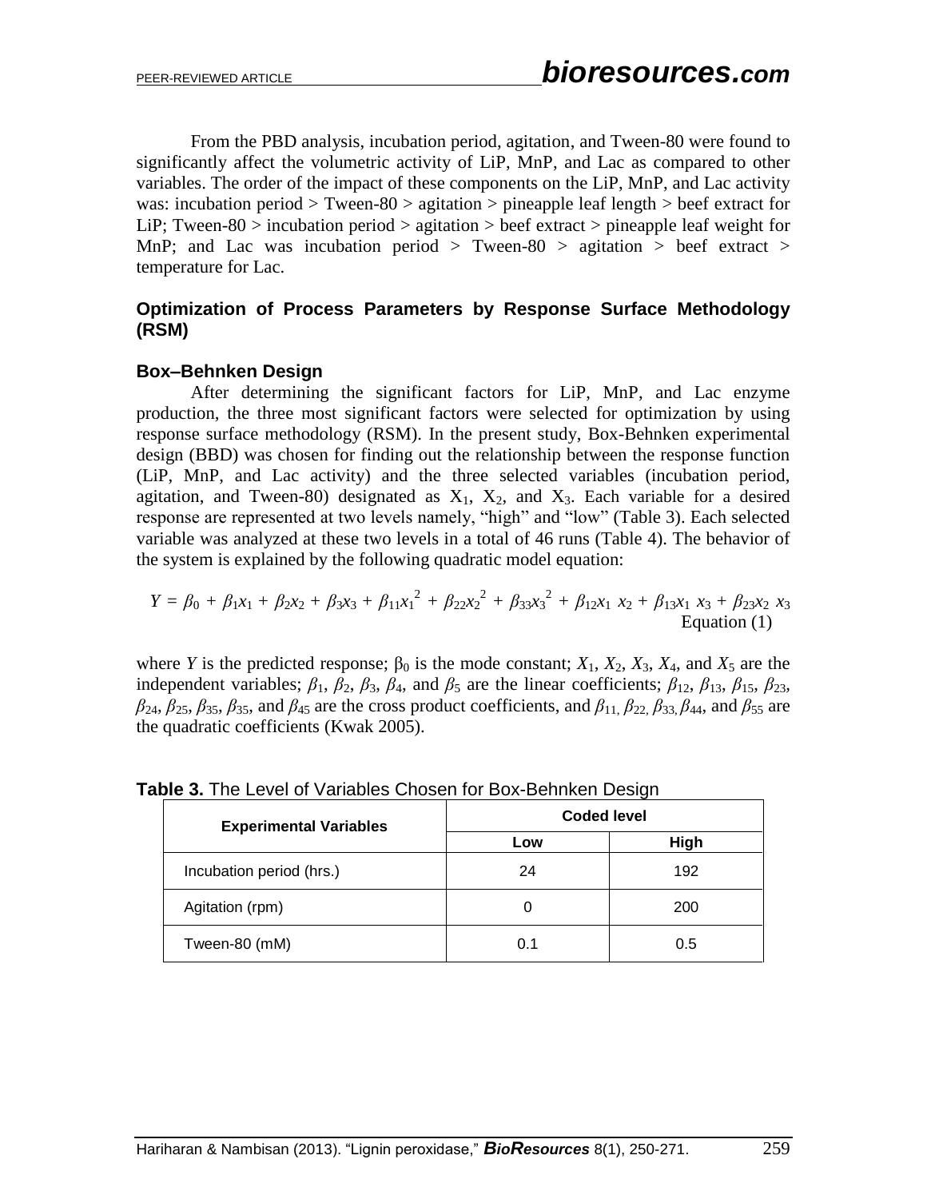From the PBD analysis, incubation period, agitation, and Tween-80 were found to significantly affect the volumetric activity of LiP, MnP, and Lac as compared to other variables. The order of the impact of these components on the LiP, MnP, and Lac activity was: incubation period > Tween-80 > agitation > pineapple leaf length > beef extract for LiP; Tween-80 > incubation period > agitation > beef extract > pineapple leaf weight for MnP; and Lac was incubation period > Tween-80 > agitation > beef extract > temperature for Lac.

### Optimization of Process Parameters by Response Surface Methodology (RSM)

### Box–Behnken Design

After determining the significant factors for LiP, MnP, and Lac enzyme production, the three most significant factors were selected for optimization by using response surface methodology (RSM). In the present study, Box-Behnken experimental design (BBD) was chosen for finding out the relationship between the response function (LiP, MnP, and Lac activity) and the three selected variables (incubation period, agitation, and Tween-80) designated as $X_1$, $X_2$, and $X_3$. Each variable for a desired response are represented at two levels namely, "high" and "low" (Table 3). Each selected variable was analyzed at these two levels in a total of 46 runs (Table 4). The behavior of the system is explained by the following quadratic model equation:

$$Y = \beta_0 + \beta_1 x_1 + \beta_2 x_2 + \beta_3 x_3 + \beta_{11} x_1^2 + \beta_{22} x_2^2 + \beta_{33} x_3^2 + \beta_{12} x_1 x_2 + \beta_{13} x_1 x_3 + \beta_{23} x_2 x_3 \quad \text{Equation (1)}$$

where $Y$ is the predicted response; $\beta_0$ is the mode constant; $X_1$, $X_2$, $X_3$, $X_4$, and $X_5$ are the independent variables; $\beta_1$, $\beta_2$, $\beta_3$, $\beta_4$, and $\beta_5$ are the linear coefficients; $\beta_{12}$, $\beta_{13}$, $\beta_{15}$, $\beta_{23}$, $\beta_{24}$, $\beta_{25}$, $\beta_{35}$, $\beta_{35}$, and $\beta_{45}$ are the cross product coefficients, and $\beta_{11}$, $\beta_{22}$, $\beta_{33}$, $\beta_{44}$, and $\beta_{55}$ are the quadratic coefficients (Kwak 2005).

**Table 3.** The Level of Variables Chosen for Box-Behnken Design

| Experimental Variables | Coded level | |
|---|---|---|
| | Low | High |
| Incubation period (hrs.) | 24 | 192 |
| Agitation (rpm) | 0 | 200 |
| Tween-80 (mM) | 0.1 | 0.5 |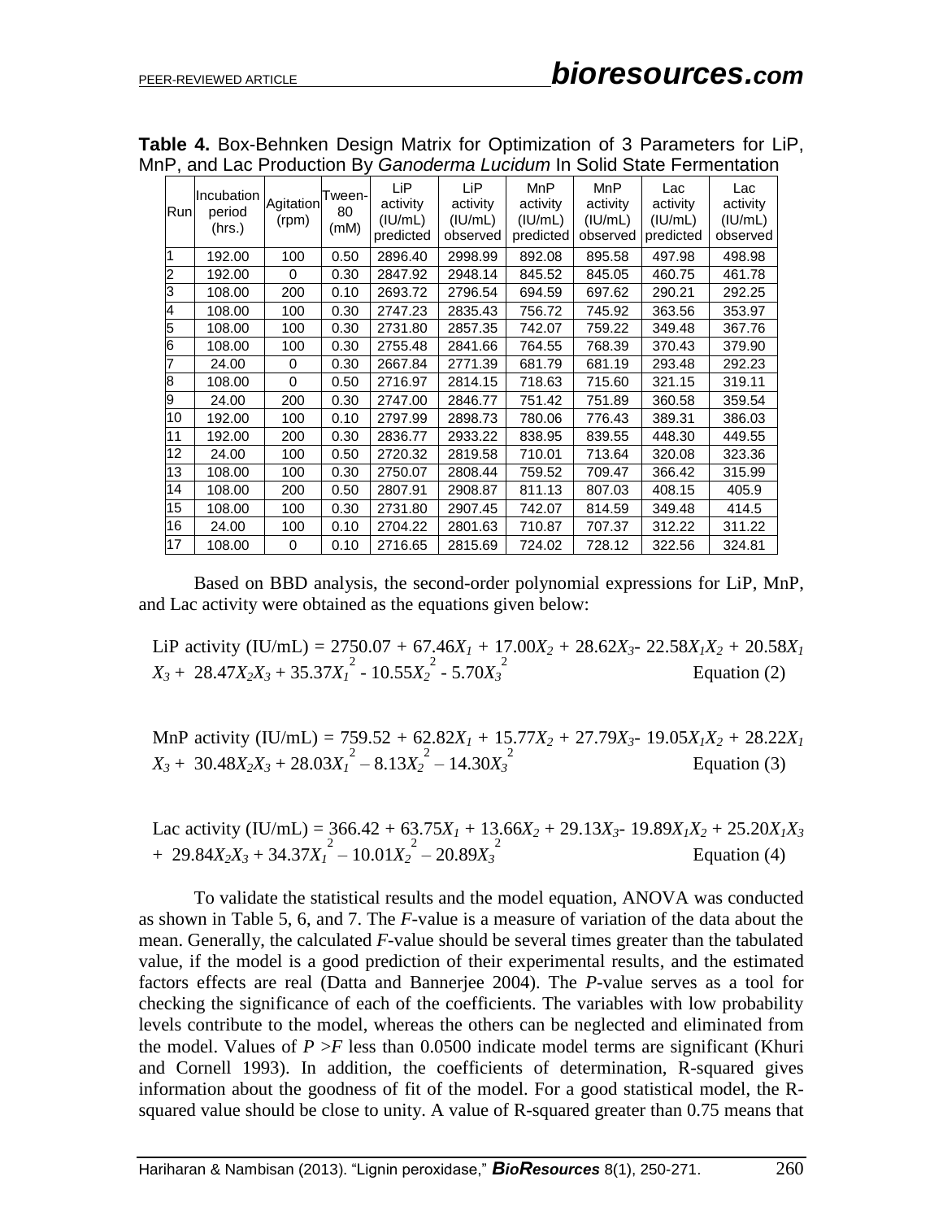**Table 4.** Box-Behnken Design Matrix for Optimization of 3 Parameters for LiP, MnP, and Lac Production By *Ganoderma Lucidum* In Solid State Fermentation

| Run | Incubation period (hrs.) | Agitation (rpm) | Tween-80 (mM) | LiP activity (IU/mL) predicted | LiP activity (IU/mL) observed | MnP activity (IU/mL) predicted | MnP activity (IU/mL) observed | Lac activity (IU/mL) predicted | Lac activity (IU/mL) observed |
|---|---|---|---|---|---|---|---|---|---|
| 1 | 192.00 | 100 | 0.50 | 2896.40 | 2998.99 | 892.08 | 895.58 | 497.98 | 498.98 |
| 2 | 192.00 | 0 | 0.30 | 2847.92 | 2948.14 | 845.52 | 845.05 | 460.75 | 461.78 |
| 3 | 108.00 | 200 | 0.10 | 2693.72 | 2796.54 | 694.59 | 697.62 | 290.21 | 292.25 |
| 4 | 108.00 | 100 | 0.30 | 2747.23 | 2835.43 | 756.72 | 745.92 | 363.56 | 353.97 |
| 5 | 108.00 | 100 | 0.30 | 2731.80 | 2857.35 | 742.07 | 759.22 | 349.48 | 367.76 |
| 6 | 108.00 | 100 | 0.30 | 2755.48 | 2841.66 | 764.55 | 768.39 | 370.43 | 379.90 |
| 7 | 24.00 | 0 | 0.30 | 2667.84 | 2771.39 | 681.79 | 681.19 | 293.48 | 292.23 |
| 8 | 108.00 | 0 | 0.50 | 2716.97 | 2814.15 | 718.63 | 715.60 | 321.15 | 319.11 |
| 9 | 24.00 | 200 | 0.30 | 2747.00 | 2846.77 | 751.42 | 751.89 | 360.58 | 359.54 |
| 10 | 192.00 | 100 | 0.10 | 2797.99 | 2898.73 | 780.06 | 776.43 | 389.31 | 386.03 |
| 11 | 192.00 | 200 | 0.30 | 2836.77 | 2933.22 | 838.95 | 839.55 | 448.30 | 449.55 |
| 12 | 24.00 | 100 | 0.50 | 2720.32 | 2819.58 | 710.01 | 713.64 | 320.08 | 323.36 |
| 13 | 108.00 | 100 | 0.30 | 2750.07 | 2808.44 | 759.52 | 709.47 | 366.42 | 315.99 |
| 14 | 108.00 | 200 | 0.50 | 2807.91 | 2908.87 | 811.13 | 807.03 | 408.15 | 405.9 |
| 15 | 108.00 | 100 | 0.30 | 2731.80 | 2907.45 | 742.07 | 814.59 | 349.48 | 414.5 |
| 16 | 24.00 | 100 | 0.10 | 2704.22 | 2801.63 | 710.87 | 707.37 | 312.22 | 311.22 |
| 17 | 108.00 | 0 | 0.10 | 2716.65 | 2815.69 | 724.02 | 728.12 | 322.56 | 324.81 |

Based on BBD analysis, the second-order polynomial expressions for LiP, MnP, and Lac activity were obtained as the equations given below:

$$\text{LiP activity (IU/mL)} = 2750.07 + 67.46X_1 + 17.00X_2 + 28.62X_3 - 22.58X_1X_2 + 20.58X_1X_3 + 28.47X_2X_3 + 35.37X_1^2 - 10.55X_2^2 - 5.70X_3^2 \quad \text{Equation (2)}$$

$$\text{MnP activity (IU/mL)} = 759.52 + 62.82X_1 + 15.77X_2 + 27.79X_3 - 19.05X_1X_2 + 28.22X_1X_3 + 30.48X_2X_3 + 28.03X_1^2 - 8.13X_2^2 - 14.30X_3^2 \quad \text{Equation (3)}$$

$$\text{Lac activity (IU/mL)} = 366.42 + 63.75X_1 + 13.66X_2 + 29.13X_3 - 19.89X_1X_2 + 25.20X_1X_3 + 29.84X_2X_3 + 34.37X_1^2 - 10.01X_2^2 - 20.89X_3^2 \quad \text{Equation (4)}$$

To validate the statistical results and the model equation, ANOVA was conducted as shown in Table 5, 6, and 7. The *F*-value is a measure of variation of the data about the mean. Generally, the calculated *F*-value should be several times greater than the tabulated value, if the model is a good prediction of their experimental results, and the estimated factors effects are real (Datta and Bannerjee 2004). The *P*-value serves as a tool for checking the significance of each of the coefficients. The variables with low probability levels contribute to the model, whereas the others can be neglected and eliminated from the model. Values of $P > F$ less than 0.0500 indicate model terms are significant (Khuri and Cornell 1993). In addition, the coefficients of determination, R-squared gives information about the goodness of fit of the model. For a good statistical model, the R-squared value should be close to unity. A value of R-squared greater than 0.75 means that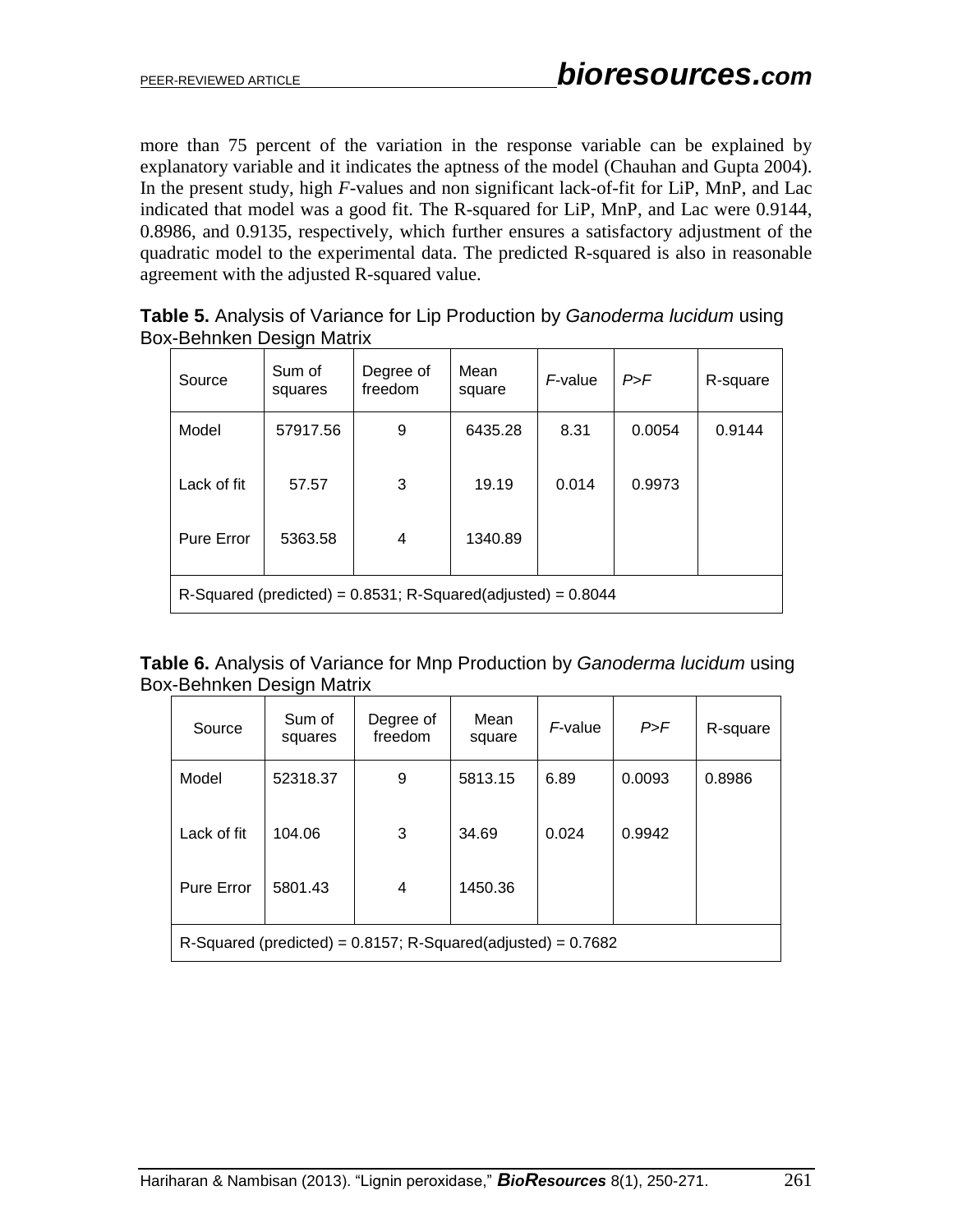more than 75 percent of the variation in the response variable can be explained by explanatory variable and it indicates the aptness of the model (Chauhan and Gupta 2004). In the present study, high *F*-values and non significant lack-of-fit for LiP, MnP, and Lac indicated that model was a good fit. The R-squared for LiP, MnP, and Lac were 0.9144, 0.8986, and 0.9135, respectively, which further ensures a satisfactory adjustment of the quadratic model to the experimental data. The predicted R-squared is also in reasonable agreement with the adjusted R-squared value.

**Table 5.** Analysis of Variance for Lip Production by *Ganoderma lucidum* using Box-Behnken Design Matrix

| Source | Sum of squares | Degree of freedom | Mean square | *F*-value | *P>F* | R-square |
|---|---|---|---|---|---|---|
| Model | 57917.56 | 9 | 6435.28 | 8.31 | 0.0054 | 0.9144 |
| Lack of fit | 57.57 | 3 | 19.19 | 0.014 | 0.9973 | |
| Pure Error | 5363.58 | 4 | 1340.89 | | | |
| R-Squared (predicted) = 0.8531; R-Squared(adjusted) = 0.8044 | | | | | | |

**Table 6.** Analysis of Variance for Mnp Production by *Ganoderma lucidum* using Box-Behnken Design Matrix

| Source | Sum of squares | Degree of freedom | Mean square | *F*-value | *P>F* | R-square |
|---|---|---|---|---|---|---|
| Model | 52318.37 | 9 | 5813.15 | 6.89 | 0.0093 | 0.8986 |
| Lack of fit | 104.06 | 3 | 34.69 | 0.024 | 0.9942 | |
| Pure Error | 5801.43 | 4 | 1450.36 | | | |
| R-Squared (predicted) = 0.8157; R-Squared(adjusted) = 0.7682 | | | | | | |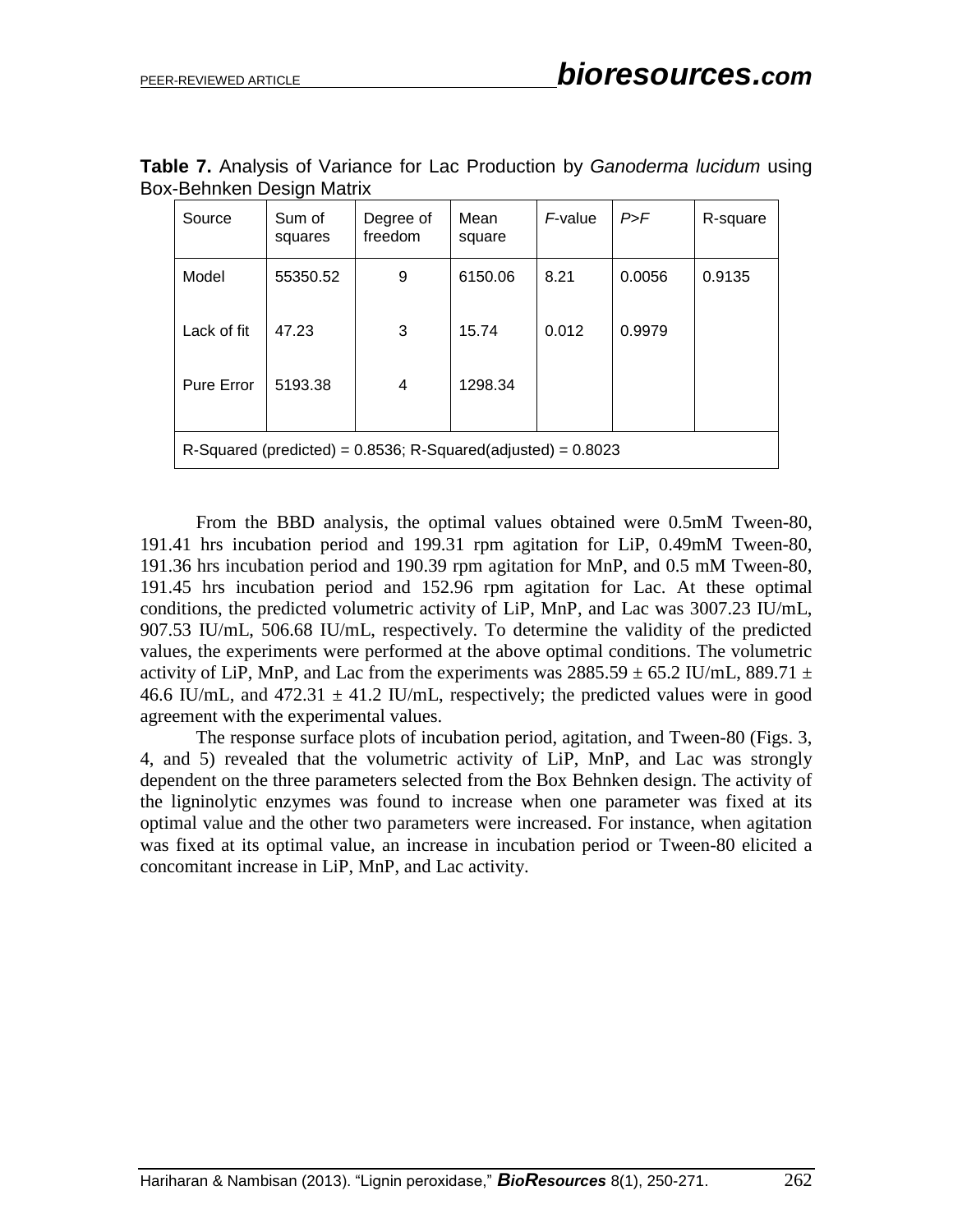**Table 7.** Analysis of Variance for Lac Production by *Ganoderma lucidum* using Box-Behnken Design Matrix

| Source | Sum of squares | Degree of freedom | Mean square | *F*-value | *P>F* | R-square |
|---|---|---|---|---|---|---|
| Model | 55350.52 | 9 | 6150.06 | 8.21 | 0.0056 | 0.9135 |
| Lack of fit | 47.23 | 3 | 15.74 | 0.012 | 0.9979 | |
| Pure Error | 5193.38 | 4 | 1298.34 | | | |
| R-Squared (predicted) = 0.8536; R-Squared(adjusted) = 0.8023 | | | | | | |

From the BBD analysis, the optimal values obtained were 0.5mM Tween-80, 191.41 hrs incubation period and 199.31 rpm agitation for LiP, 0.49mM Tween-80, 191.36 hrs incubation period and 190.39 rpm agitation for MnP, and 0.5 mM Tween-80, 191.45 hrs incubation period and 152.96 rpm agitation for Lac. At these optimal conditions, the predicted volumetric activity of LiP, MnP, and Lac was 3007.23 IU/mL, 907.53 IU/mL, 506.68 IU/mL, respectively. To determine the validity of the predicted values, the experiments were performed at the above optimal conditions. The volumetric activity of LiP, MnP, and Lac from the experiments was 2885.59 ± 65.2 IU/mL, 889.71 ± 46.6 IU/mL, and 472.31 ± 41.2 IU/mL, respectively; the predicted values were in good agreement with the experimental values.

The response surface plots of incubation period, agitation, and Tween-80 (Figs. 3, 4, and 5) revealed that the volumetric activity of LiP, MnP, and Lac was strongly dependent on the three parameters selected from the Box Behnken design. The activity of the ligninolytic enzymes was found to increase when one parameter was fixed at its optimal value and the other two parameters were increased. For instance, when agitation was fixed at its optimal value, an increase in incubation period or Tween-80 elicited a concomitant increase in LiP, MnP, and Lac activity.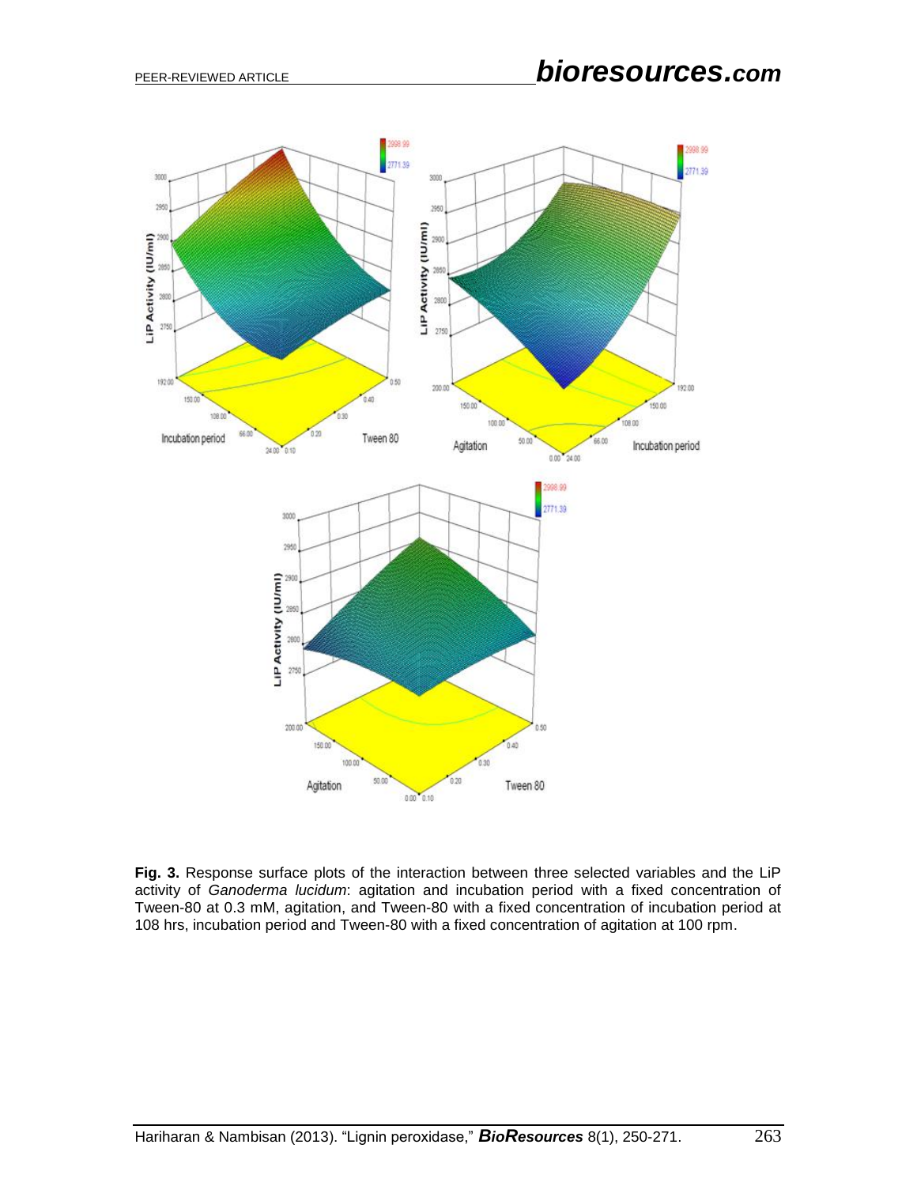**Fig. 3.** Response surface plots of the interaction between three selected variables and the LiP activity of *Ganoderma lucidum*: agitation and incubation period with a fixed concentration of Tween-80 at 0.3 mM, agitation, and Tween-80 with a fixed concentration of incubation period at 108 hrs, incubation period and Tween-80 with a fixed concentration of agitation at 100 rpm.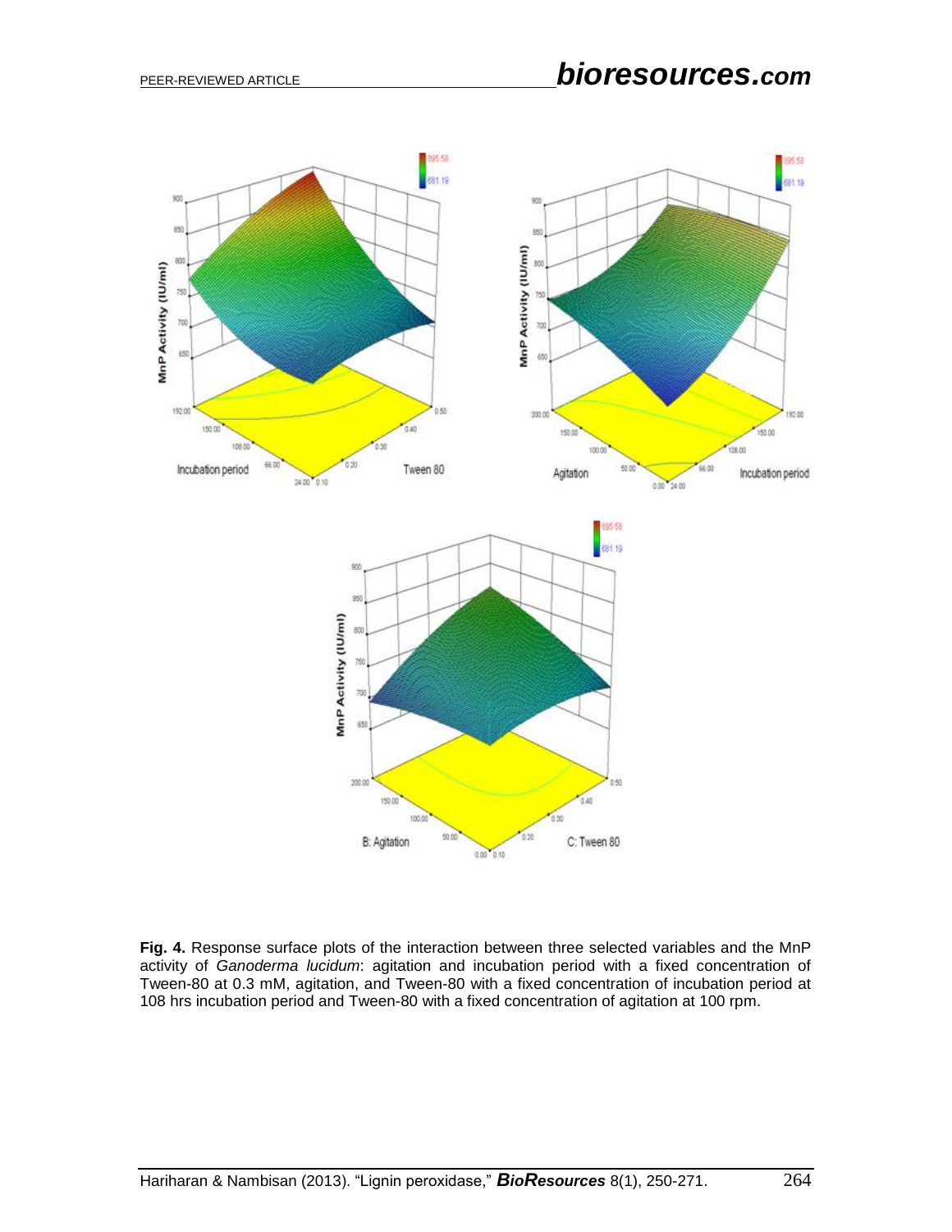**Fig. 4.** Response surface plots of the interaction between three selected variables and the MnP activity of *Ganoderma lucidum*: agitation and incubation period with a fixed concentration of Tween-80 at 0.3 mM, agitation, and Tween-80 with a fixed concentration of incubation period at 108 hrs incubation period and Tween-80 with a fixed concentration of agitation at 100 rpm.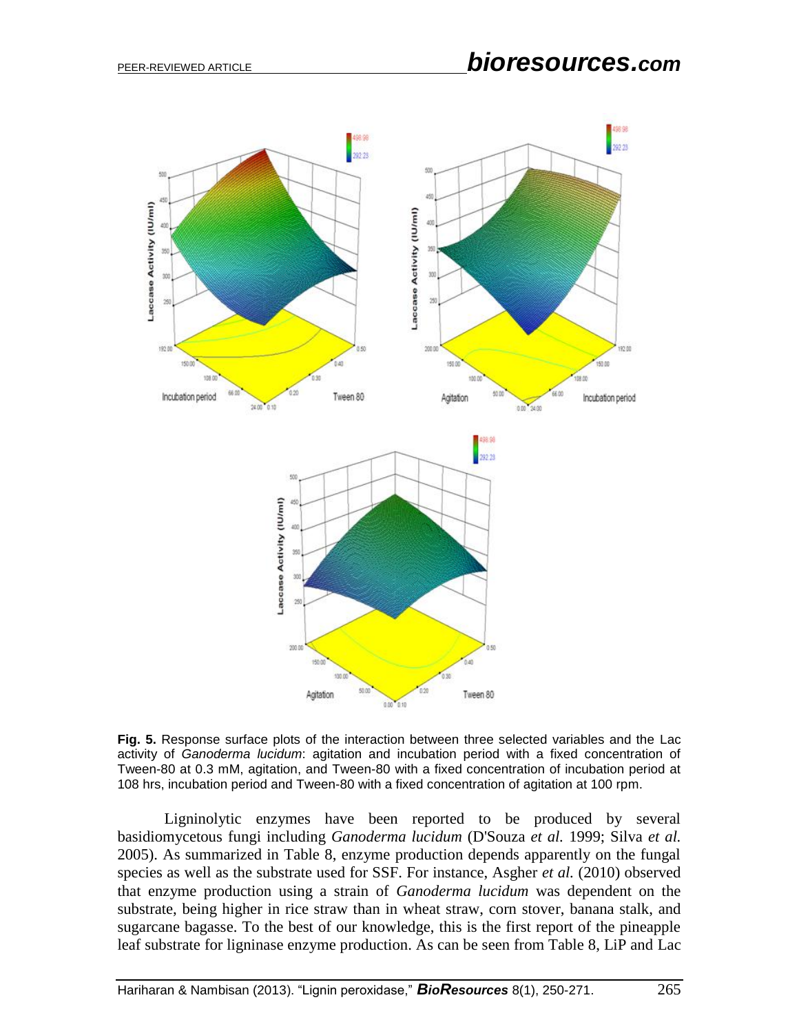**Fig. 5.** Response surface plots of the interaction between three selected variables and the Lac activity of *Ganoderma lucidum*: agitation and incubation period with a fixed concentration of Tween-80 at 0.3 mM, agitation, and Tween-80 with a fixed concentration of incubation period at 108 hrs, incubation period and Tween-80 with a fixed concentration of agitation at 100 rpm.

Ligninolytic enzymes have been reported to be produced by several basidiomycetous fungi including *Ganoderma lucidum* (D'Souza *et al.* 1999; Silva *et al.* 2005). As summarized in Table 8, enzyme production depends apparently on the fungal species as well as the substrate used for SSF. For instance, Asgher *et al.* (2010) observed that enzyme production using a strain of *Ganoderma lucidum* was dependent on the substrate, being higher in rice straw than in wheat straw, corn stover, banana stalk, and sugarcane bagasse. To the best of our knowledge, this is the first report of the pineapple leaf substrate for ligninase enzyme production. As can be seen from Table 8, LiP and Lac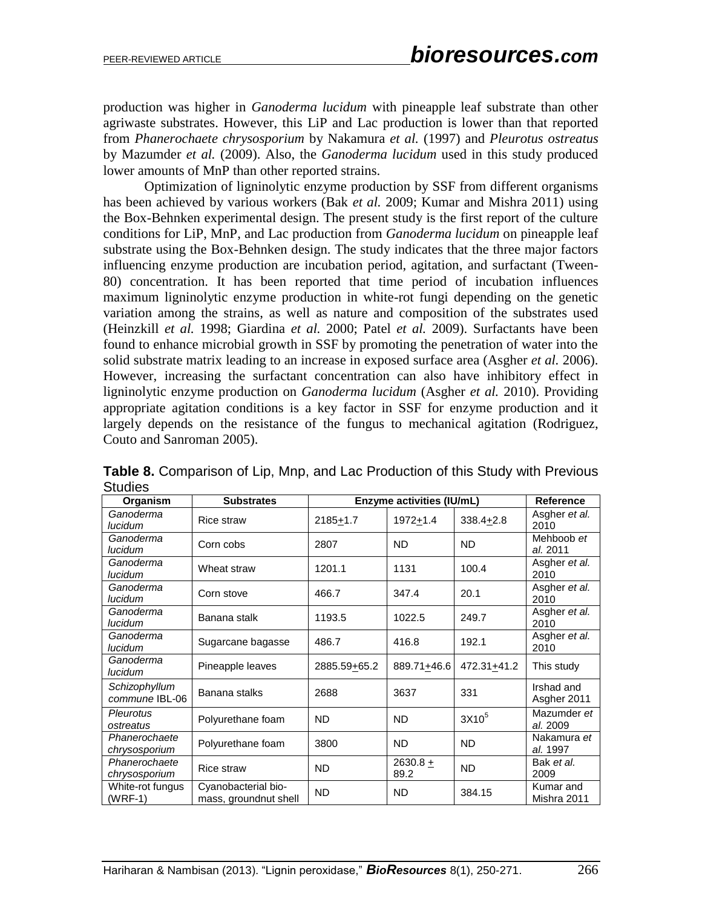production was higher in *Ganoderma lucidum* with pineapple leaf substrate than other agriwaste substrates. However, this LiP and Lac production is lower than that reported from *Phanerochaete chrysosporium* by Nakamura *et al.* (1997) and *Pleurotus ostreatus* by Mazumder *et al.* (2009). Also, the *Ganoderma lucidum* used in this study produced lower amounts of MnP than other reported strains.

Optimization of ligninolytic enzyme production by SSF from different organisms has been achieved by various workers (Bak *et al.* 2009; Kumar and Mishra 2011) using the Box-Behnken experimental design. The present study is the first report of the culture conditions for LiP, MnP, and Lac production from *Ganoderma lucidum* on pineapple leaf substrate using the Box-Behnken design. The study indicates that the three major factors influencing enzyme production are incubation period, agitation, and surfactant (Tween-80) concentration. It has been reported that time period of incubation influences maximum ligninolytic enzyme production in white-rot fungi depending on the genetic variation among the strains, as well as nature and composition of the substrates used (Heinzkill *et al.* 1998; Giardina *et al.* 2000; Patel *et al.* 2009). Surfactants have been found to enhance microbial growth in SSF by promoting the penetration of water into the solid substrate matrix leading to an increase in exposed surface area (Asgher *et al*. 2006). However, increasing the surfactant concentration can also have inhibitory effect in ligninolytic enzyme production on *Ganoderma lucidum* (Asgher *et al.* 2010). Providing appropriate agitation conditions is a key factor in SSF for enzyme production and it largely depends on the resistance of the fungus to mechanical agitation (Rodriguez, Couto and Sanroman 2005).

**Table 8.** Comparison of Lip, Mnp, and Lac Production of this Study with Previous Studies

| Organism | Substrates | Enzyme activities (IU/mL) | | | Reference |
|---|---|---|---|---|---|
| *Ganoderma lucidum* | Rice straw | 2185±1.7 | 1972±1.4 | 338.4±2.8 | Asgher *et al.* 2010 |
| *Ganoderma lucidum* | Corn cobs | 2807 | ND | ND | Mehboob *et al.* 2011 |
| *Ganoderma lucidum* | Wheat straw | 1201.1 | 1131 | 100.4 | Asgher *et al.* 2010 |
| *Ganoderma lucidum* | Corn stove | 466.7 | 347.4 | 20.1 | Asgher *et al.* 2010 |
| *Ganoderma lucidum* | Banana stalk | 1193.5 | 1022.5 | 249.7 | Asgher *et al.* 2010 |
| *Ganoderma lucidum* | Sugarcane bagasse | 486.7 | 416.8 | 192.1 | Asgher *et al.* 2010 |
| *Ganoderma lucidum* | Pineapple leaves | 2885.59±65.2 | 889.71±46.6 | 472.31±41.2 | This study |
| *Schizophyllum commune* IBL-06 | Banana stalks | 2688 | 3637 | 331 | Irshad and Asgher 2011 |
| *Pleurotus ostreatus* | Polyurethane foam | ND | ND | $3X10^5$ | Mazumder *et al.* 2009 |
| *Phanerochaete chrysosporium* | Polyurethane foam | 3800 | ND | ND | Nakamura *et al.* 1997 |
| *Phanerochaete chrysosporium* | Rice straw | ND | 2630.8 ± 89.2 | ND | Bak *et al.* 2009 |
| White-rot fungus (WRF-1) | Cyanobacterial bio-mass, groundnut shell | ND | ND | 384.15 | Kumar and Mishra 2011 |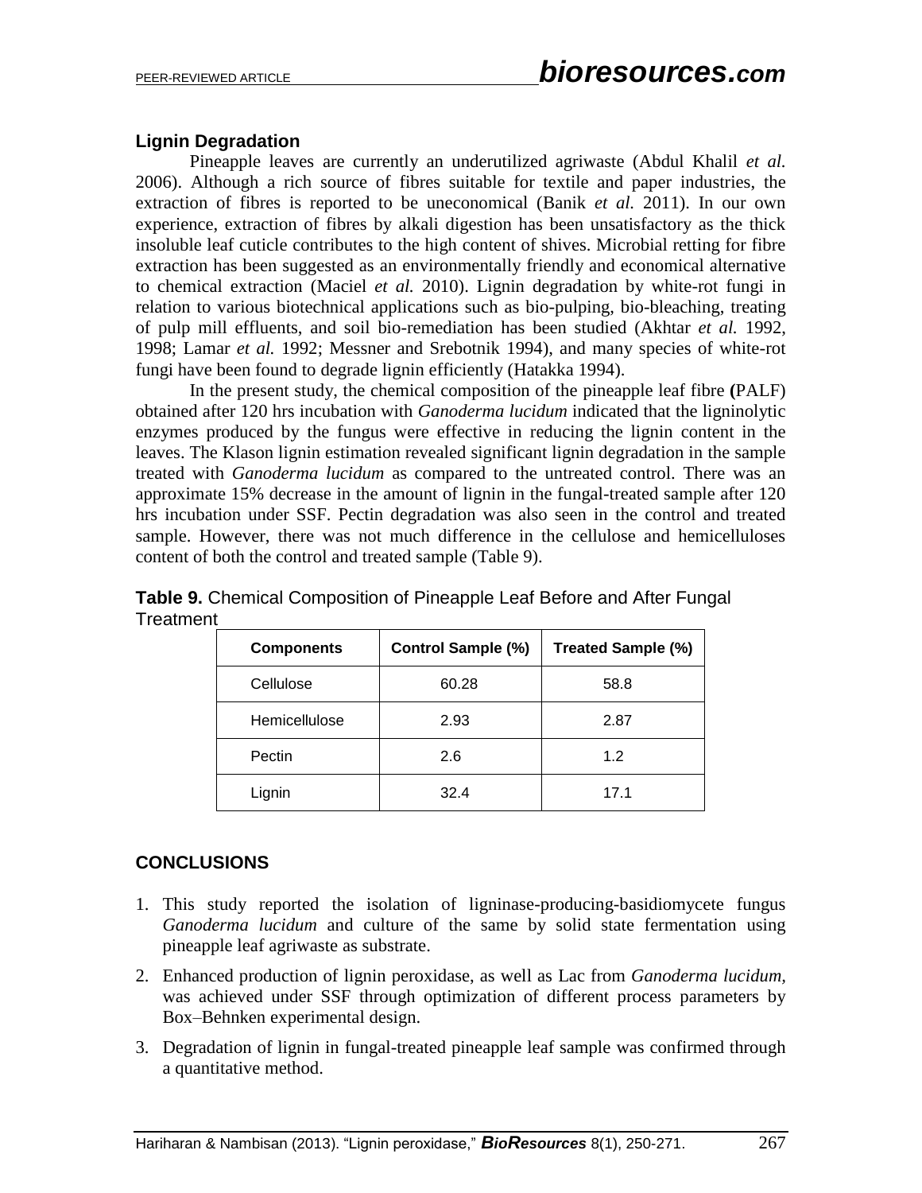## Lignin Degradation

Pineapple leaves are currently an underutilized agriwaste (Abdul Khalil *et al.* 2006). Although a rich source of fibres suitable for textile and paper industries, the extraction of fibres is reported to be uneconomical (Banik *et al.* 2011). In our own experience, extraction of fibres by alkali digestion has been unsatisfactory as the thick insoluble leaf cuticle contributes to the high content of shives. Microbial retting for fibre extraction has been suggested as an environmentally friendly and economical alternative to chemical extraction (Maciel *et al.* 2010). Lignin degradation by white-rot fungi in relation to various biotechnical applications such as bio-pulping, bio-bleaching, treating of pulp mill effluents, and soil bio-remediation has been studied (Akhtar *et al.* 1992, 1998; Lamar *et al.* 1992; Messner and Srebotnik 1994), and many species of white-rot fungi have been found to degrade lignin efficiently (Hatakka 1994).

In the present study, the chemical composition of the pineapple leaf fibre **(**PALF) obtained after 120 hrs incubation with *Ganoderma lucidum* indicated that the ligninolytic enzymes produced by the fungus were effective in reducing the lignin content in the leaves. The Klason lignin estimation revealed significant lignin degradation in the sample treated with *Ganoderma lucidum* as compared to the untreated control. There was an approximate 15% decrease in the amount of lignin in the fungal-treated sample after 120 hrs incubation under SSF. Pectin degradation was also seen in the control and treated sample. However, there was not much difference in the cellulose and hemicelluloses content of both the control and treated sample (Table 9).

**Table 9.** Chemical Composition of Pineapple Leaf Before and After Fungal Treatment

| Components | Control Sample (%) | Treated Sample (%) |
|---|---|---|
| Cellulose | 60.28 | 58.8 |
| Hemicellulose | 2.93 | 2.87 |
| Pectin | 2.6 | 1.2 |
| Lignin | 32.4 | 17.1 |

## CONCLUSIONS

1. This study reported the isolation of ligninase-producing-basidiomycete fungus *Ganoderma lucidum* and culture of the same by solid state fermentation using pineapple leaf agriwaste as substrate.
2. Enhanced production of lignin peroxidase, as well as Lac from *Ganoderma lucidum*, was achieved under SSF through optimization of different process parameters by Box–Behnken experimental design.
3. Degradation of lignin in fungal-treated pineapple leaf sample was confirmed through a quantitative method.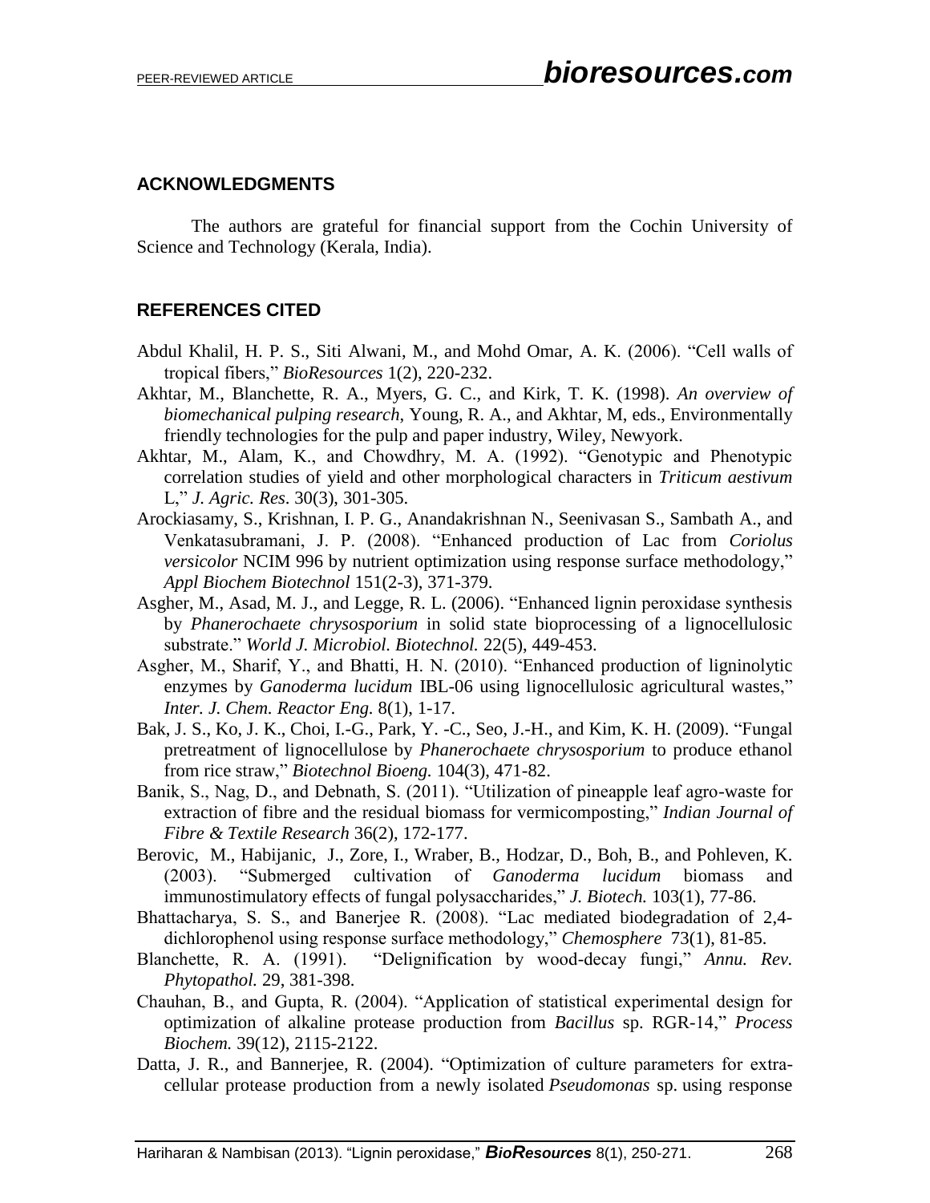## ACKNOWLEDGMENTS

The authors are grateful for financial support from the Cochin University of Science and Technology (Kerala, India).

## REFERENCES CITED

Abdul Khalil, H. P. S., Siti Alwani, M., and Mohd Omar, A. K. (2006). "Cell walls of tropical fibers," *BioResources* 1(2), 220-232.

Akhtar, M., Blanchette, R. A., Myers, G. C., and Kirk, T. K. (1998). *An overview of biomechanical pulping research*, Young, R. A., and Akhtar, M, eds., Environmentally friendly technologies for the pulp and paper industry, Wiley, Newyork.

Akhtar, M., Alam, K., and Chowdhry, M. A. (1992). "Genotypic and Phenotypic correlation studies of yield and other morphological characters in *Triticum aestivum* L," *J. Agric. Res*. 30(3), 301-305.

Arockiasamy, S., Krishnan, I. P. G., Anandakrishnan N., Seenivasan S., Sambath A., and Venkatasubramani, J. P. (2008). "Enhanced production of Lac from *Coriolus versicolor* NCIM 996 by nutrient optimization using response surface methodology," *Appl Biochem Biotechnol* 151(2-3), 371-379.

Asgher, M., Asad, M. J., and Legge, R. L. (2006). "Enhanced lignin peroxidase synthesis by *Phanerochaete chrysosporium* in solid state bioprocessing of a lignocellulosic substrate." *World J. Microbiol. Biotechnol.* 22(5), 449-453.

Asgher, M., Sharif, Y., and Bhatti, H. N. (2010). "Enhanced production of ligninolytic enzymes by *Ganoderma lucidum* IBL-06 using lignocellulosic agricultural wastes," *Inter. J. Chem. Reactor Eng.* 8(1), 1-17.

Bak, J. S., Ko, J. K., Choi, I.-G., Park, Y. -C., Seo, J.-H., and Kim, K. H. (2009). "Fungal pretreatment of lignocellulose by *Phanerochaete chrysosporium* to produce ethanol from rice straw," *Biotechnol Bioeng.* 104(3), 471-82.

Banik, S., Nag, D., and Debnath, S. (2011). "Utilization of pineapple leaf agro-waste for extraction of fibre and the residual biomass for vermicomposting," *Indian Journal of Fibre & Textile Research* 36(2), 172-177.

Berovic, M., Habijanic, J., Zore, I., Wraber, B., Hodzar, D., Boh, B., and Pohleven, K. (2003). "Submerged cultivation of *Ganoderma lucidum* biomass and immunostimulatory effects of fungal polysaccharides," *J. Biotech.* 103(1), 77-86.

Bhattacharya, S. S., and Banerjee R. (2008). "Lac mediated biodegradation of 2,4-dichlorophenol using response surface methodology," *Chemosphere* 73(1), 81-85.

Blanchette, R. A. (1991). "Delignification by wood-decay fungi," *Annu. Rev. Phytopathol.* 29, 381-398.

Chauhan, B., and Gupta, R. (2004). "Application of statistical experimental design for optimization of alkaline protease production from *Bacillus* sp. RGR-14," *Process Biochem.* 39(12), 2115-2122.

Datta, J. R., and Bannerjee, R. (2004). "Optimization of culture parameters for extra-cellular protease production from a newly isolated *Pseudomonas* sp. using response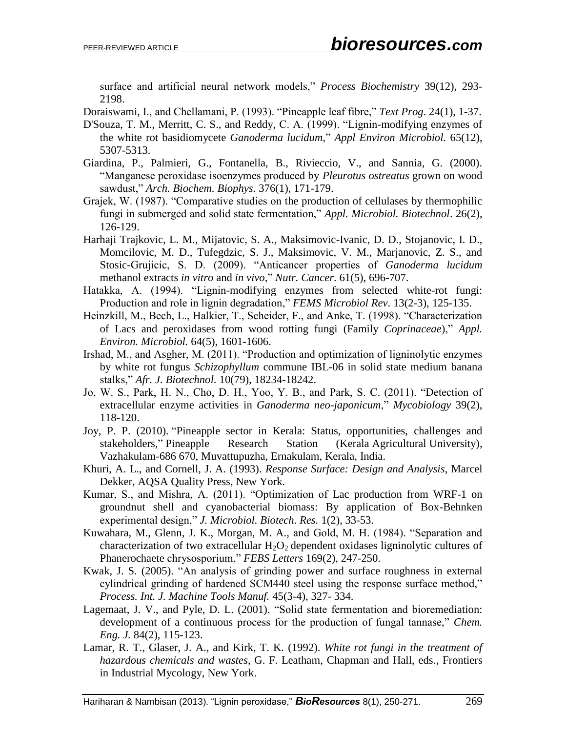surface and artificial neural network models," *Process Biochemistry* 39(12), 293-2198.

Doraiswami, I., and Chellamani, P. (1993). "Pineapple leaf fibre," *Text Prog*. 24(1), 1-37.

D'Souza, T. M., Merritt, C. S., and Reddy, C. A. (1999). "Lignin-modifying enzymes of the white rot basidiomycete *Ganoderma lucidum*," *Appl Environ Microbiol.* 65(12), 5307-5313.

Giardina, P., Palmieri, G., Fontanella, B., Rivieccio, V., and Sannia, G. (2000). "Manganese peroxidase isoenzymes produced by *Pleurotus ostreatus* grown on wood sawdust," *Arch. Biochem. Biophys.* 376(1), 171-179.

Grajek, W. (1987). "Comparative studies on the production of cellulases by thermophilic fungi in submerged and solid state fermentation," *Appl. Microbiol. Biotechnol*. 26(2), 126-129.

Harhaji Trajkovic, L. M., Mijatovic, S. A., Maksimovic-Ivanic, D. D., Stojanovic, I. D., Momcilovic, M. D., Tufegdzic, S. J., Maksimovic, V. M., Marjanovic, Z. S., and Stosic-Grujicic, S. D. (2009). "Anticancer properties of *Ganoderma lucidum* methanol extracts *in vitro* and *in vivo*," *Nutr. Cancer*. 61(5), 696-707.

Hatakka, A. (1994). "Lignin-modifying enzymes from selected white-rot fungi: Production and role in lignin degradation," *FEMS Microbiol Rev*. 13(2-3), 125-135.

Heinzkill, M., Bech, L., Halkier, T., Scheider, F., and Anke, T. (1998). "Characterization of Lacs and peroxidases from wood rotting fungi (Family *Coprinaceae*)," *Appl. Environ. Microbiol.* 64(5), 1601-1606.

Irshad, M., and Asgher, M. (2011). "Production and optimization of ligninolytic enzymes by white rot fungus *Schizophyllum* commune IBL-06 in solid state medium banana stalks," *Afr. J. Biotechnol.* 10(79), 18234-18242.

Jo, W. S., Park, H. N., Cho, D. H., Yoo, Y. B., and Park, S. C. (2011). "Detection of extracellular enzyme activities in *Ganoderma neo-japonicum*," *Mycobiology* 39(2), 118-120.

Joy, P. P. (2010). "Pineapple sector in Kerala: Status, opportunities, challenges and stakeholders," Pineapple Research Station (Kerala Agricultural University), Vazhakulam-686 670, Muvattupuzha, Ernakulam, Kerala, India.

Khuri, A. L., and Cornell, J. A. (1993). *Response Surface: Design and Analysis*, Marcel Dekker, AQSA Quality Press, New York.

Kumar, S., and Mishra, A. (2011). "Optimization of Lac production from WRF-1 on groundnut shell and cyanobacterial biomass: By application of Box-Behnken experimental design," *J. Microbiol. Biotech. Res.* 1(2), 33-53.

Kuwahara, M., Glenn, J. K., Morgan, M. A., and Gold, M. H. (1984). "Separation and characterization of two extracellular $H_2O_2$ dependent oxidases ligninolytic cultures of Phanerochaete chrysosporium," *FEBS Letters* 169(2), 247-250.

Kwak, J. S. (2005). "An analysis of grinding power and surface roughness in external cylindrical grinding of hardened SCM440 steel using the response surface method," *Process. Int. J. Machine Tools Manuf.* 45(3-4), 327- 334.

Lagemaat, J. V., and Pyle, D. L. (2001). "Solid state fermentation and bioremediation: development of a continuous process for the production of fungal tannase," *Chem. Eng. J.* 84(2), 115-123.

Lamar, R. T., Glaser, J. A., and Kirk, T. K. (1992). *White rot fungi in the treatment of hazardous chemicals and wastes*, G. F. Leatham, Chapman and Hall, eds., Frontiers in Industrial Mycology, New York.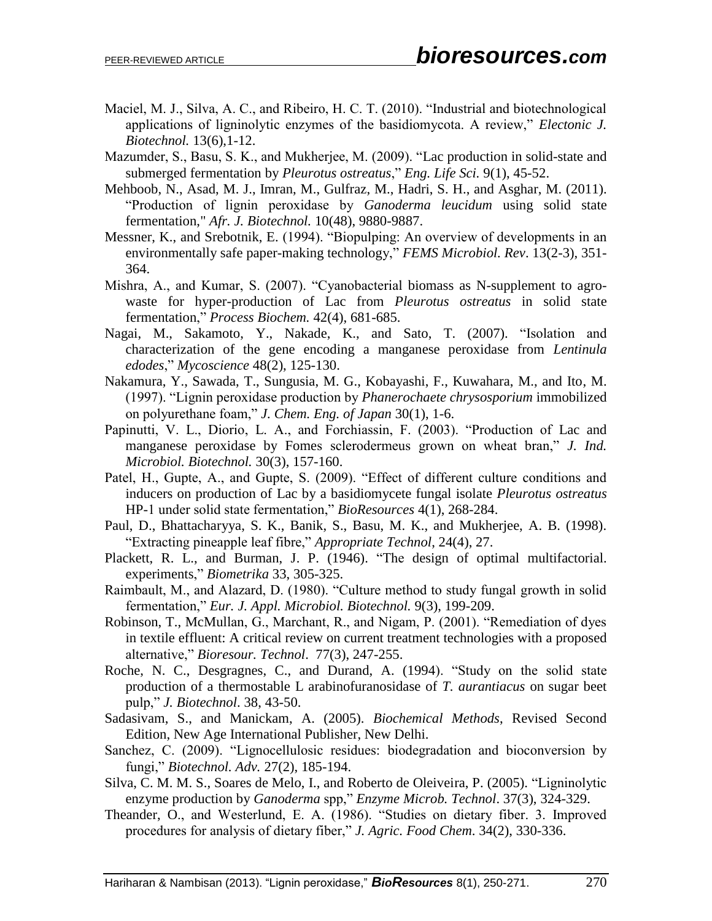Maciel, M. J., Silva, A. C., and Ribeiro, H. C. T. (2010). "Industrial and biotechnological applications of ligninolytic enzymes of the basidiomycota. A review," *Electonic J. Biotechnol.* 13(6),1-12.

Mazumder, S., Basu, S. K., and Mukherjee, M. (2009). "Lac production in solid-state and submerged fermentation by *Pleurotus ostreatus*," *Eng. Life Sci.* 9(1), 45-52.

Mehboob, N., Asad, M. J., Imran, M., Gulfraz, M., Hadri, S. H., and Asghar, M. (2011). "Production of lignin peroxidase by *Ganoderma leucidum* using solid state fermentation," *Afr. J. Biotechnol.* 10(48), 9880-9887.

Messner, K., and Srebotnik, E. (1994). "Biopulping: An overview of developments in an environmentally safe paper-making technology," *FEMS Microbiol. Rev*. 13(2-3), 351-364.

Mishra, A., and Kumar, S. (2007). "Cyanobacterial biomass as N-supplement to agro-waste for hyper-production of Lac from *Pleurotus ostreatus* in solid state fermentation," *Process Biochem.* 42(4), 681-685.

Nagai, M., Sakamoto, Y., Nakade, K., and Sato, T. (2007). "Isolation and characterization of the gene encoding a manganese peroxidase from *Lentinula edodes*," *Mycoscience* 48(2), 125-130.

Nakamura, Y., Sawada, T., Sungusia, M. G., Kobayashi, F., Kuwahara, M., and Ito, M. (1997). "Lignin peroxidase production by *Phanerochaete chrysosporium* immobilized on polyurethane foam," *J. Chem. Eng. of Japan* 30(1), 1-6.

Papinutti, V. L., Diorio, L. A., and Forchiassin, F. (2003). "Production of Lac and manganese peroxidase by Fomes sclerodermeus grown on wheat bran," *J. Ind. Microbiol. Biotechnol.* 30(3), 157-160.

Patel, H., Gupte, A., and Gupte, S. (2009). "Effect of different culture conditions and inducers on production of Lac by a basidiomycete fungal isolate *Pleurotus ostreatus* HP-1 under solid state fermentation," *BioResources* 4(1), 268-284.

Paul, D., Bhattacharyya, S. K., Banik, S., Basu, M. K., and Mukherjee, A. B. (1998). "Extracting pineapple leaf fibre," *Appropriate Technol*, 24(4), 27.

Plackett, R. L., and Burman, J. P. (1946). "The design of optimal multifactorial. experiments," *Biometrika* 33, 305-325.

Raimbault, M., and Alazard, D. (1980). "Culture method to study fungal growth in solid fermentation," *Eur. J. Appl. Microbiol. Biotechnol.* 9(3), 199-209.

Robinson, T., McMullan, G., Marchant, R., and Nigam, P. (2001). "Remediation of dyes in textile effluent: A critical review on current treatment technologies with a proposed alternative," *Bioresour. Technol*. 77(3), 247-255.

Roche, N. C., Desgragnes, C., and Durand, A. (1994). "Study on the solid state production of a thermostable L arabinofuranosidase of *T. aurantiacus* on sugar beet pulp," *J. Biotechnol*. 38, 43-50.

Sadasivam, S., and Manickam, A. (2005). *Biochemical Methods*, Revised Second Edition, New Age International Publisher, New Delhi.

Sanchez, C. (2009). "Lignocellulosic residues: biodegradation and bioconversion by fungi," *Biotechnol. Adv.* 27(2), 185-194.

Silva, C. M. M. S., Soares de Melo, I., and Roberto de Oleiveira, P. (2005). "Ligninolytic enzyme production by *Ganoderma* spp," *Enzyme Microb. Technol*. 37(3), 324-329.

Theander, O., and Westerlund, E. A. (1986). "Studies on dietary fiber. 3. Improved procedures for analysis of dietary fiber," *J. Agric. Food Chem*. 34(2), 330-336.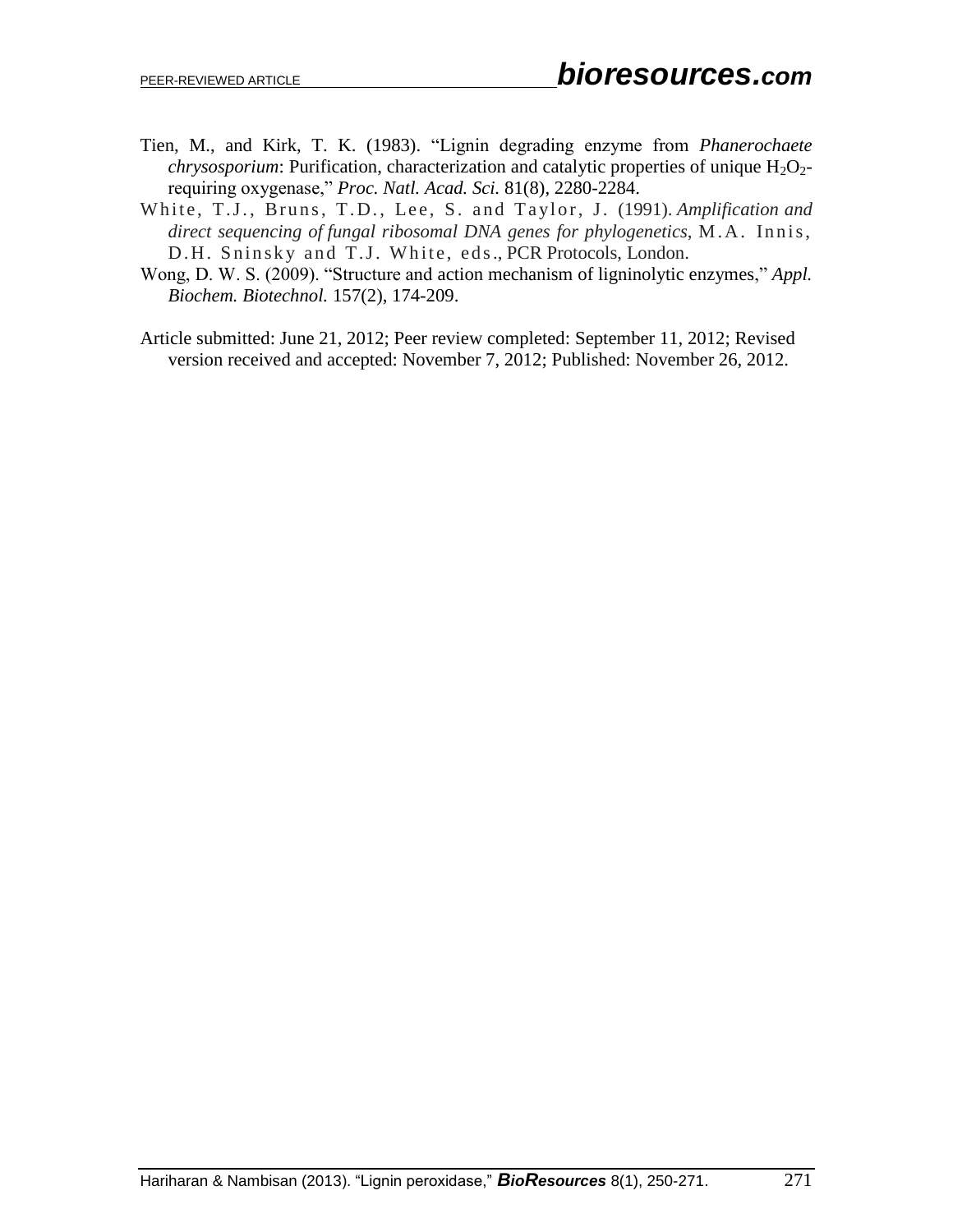Tien, M., and Kirk, T. K. (1983). "Lignin degrading enzyme from *Phanerochaete chrysosporium*: Purification, characterization and catalytic properties of unique $H_2O_2$-requiring oxygenase," *Proc. Natl. Acad. Sci.* 81(8), 2280-2284.

White, T.J., Bruns, T.D., Lee, S. and Taylor, J. (1991). *Amplification and direct sequencing of fungal ribosomal DNA genes for phylogenetics*, M.A. Innis, D.H. Sninsky and T.J. White, eds., PCR Protocols, London.

Wong, D. W. S. (2009). "Structure and action mechanism of ligninolytic enzymes," *Appl. Biochem. Biotechnol.* 157(2), 174-209.

Article submitted: June 21, 2012; Peer review completed: September 11, 2012; Revised version received and accepted: November 7, 2012; Published: November 26, 2012.